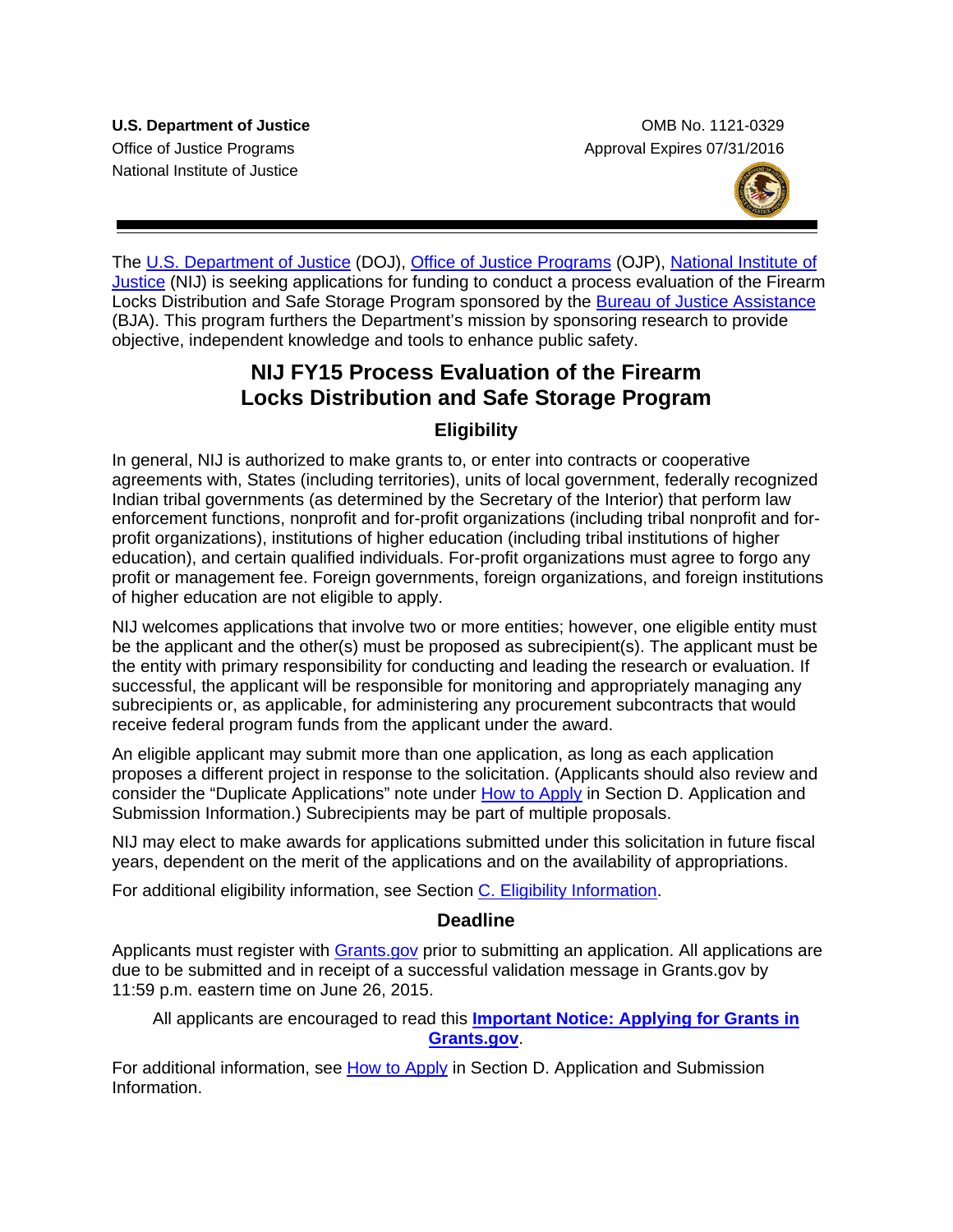**U.S. Department of Justice**
Office of Justice Programs
National Institute of Justice

OMB No. 1121-0329
Approval Expires 07/31/2016

The U.S. Department of Justice (DOJ), Office of Justice Programs (OJP), National Institute of Justice (NIJ) is seeking applications for funding to conduct a process evaluation of the Firearm Locks Distribution and Safe Storage Program sponsored by the Bureau of Justice Assistance (BJA). This program furthers the Department's mission by sponsoring research to provide objective, independent knowledge and tools to enhance public safety.

# NIJ FY15 Process Evaluation of the Firearm Locks Distribution and Safe Storage Program

## Eligibility

In general, NIJ is authorized to make grants to, or enter into contracts or cooperative agreements with, States (including territories), units of local government, federally recognized Indian tribal governments (as determined by the Secretary of the Interior) that perform law enforcement functions, nonprofit and for-profit organizations (including tribal nonprofit and for-profit organizations), institutions of higher education (including tribal institutions of higher education), and certain qualified individuals. For-profit organizations must agree to forgo any profit or management fee. Foreign governments, foreign organizations, and foreign institutions of higher education are not eligible to apply.

NIJ welcomes applications that involve two or more entities; however, one eligible entity must be the applicant and the other(s) must be proposed as subrecipient(s). The applicant must be the entity with primary responsibility for conducting and leading the research or evaluation. If successful, the applicant will be responsible for monitoring and appropriately managing any subrecipients or, as applicable, for administering any procurement subcontracts that would receive federal program funds from the applicant under the award.

An eligible applicant may submit more than one application, as long as each application proposes a different project in response to the solicitation. (Applicants should also review and consider the "Duplicate Applications" note under How to Apply in Section D. Application and Submission Information.) Subrecipients may be part of multiple proposals.

NIJ may elect to make awards for applications submitted under this solicitation in future fiscal years, dependent on the merit of the applications and on the availability of appropriations.

For additional eligibility information, see Section C. Eligibility Information.

## Deadline

Applicants must register with Grants.gov prior to submitting an application. All applications are due to be submitted and in receipt of a successful validation message in Grants.gov by 11:59 p.m. eastern time on June 26, 2015.

All applicants are encouraged to read this **Important Notice: Applying for Grants in Grants.gov**.

For additional information, see How to Apply in Section D. Application and Submission Information.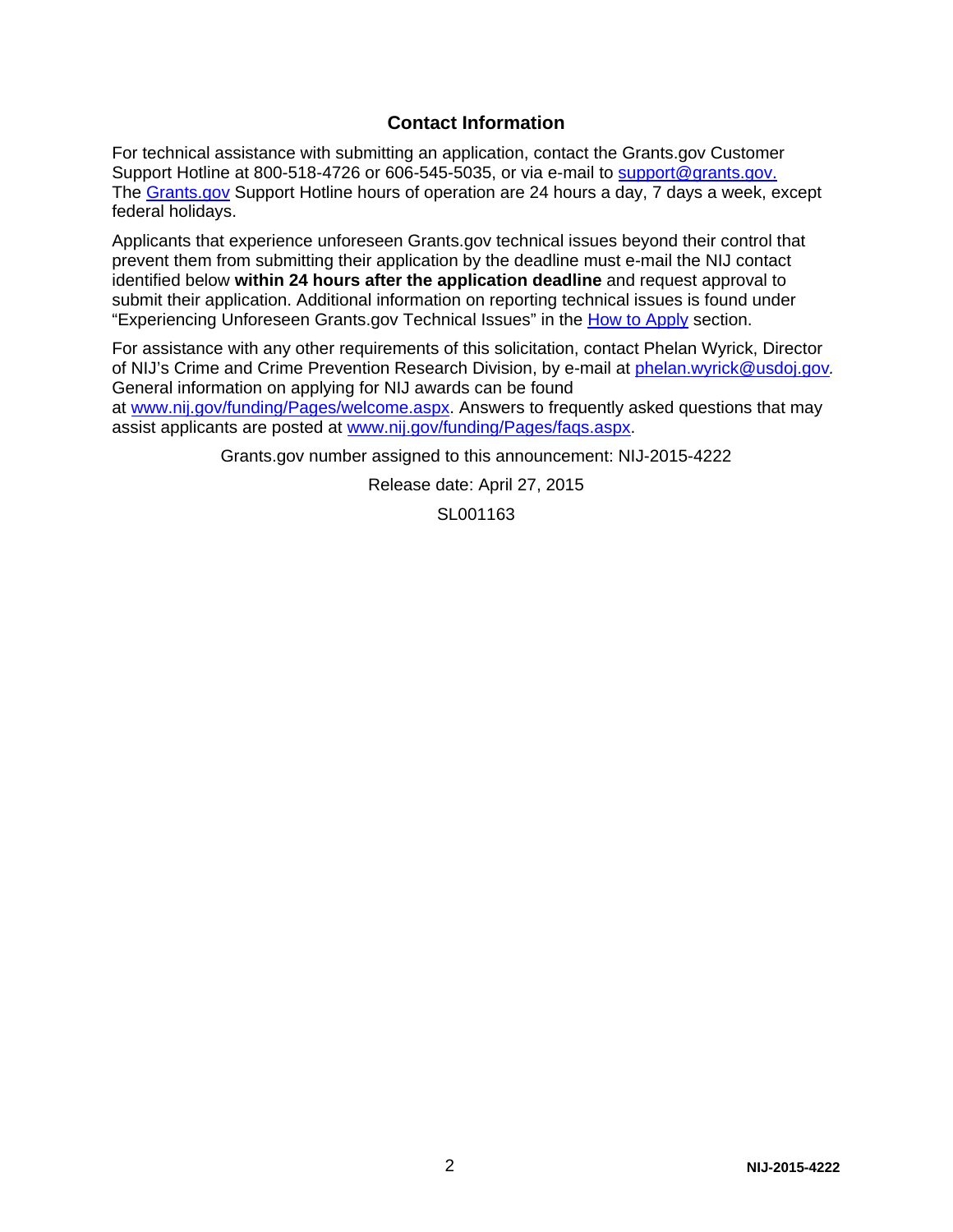## Contact Information

For technical assistance with submitting an application, contact the Grants.gov Customer Support Hotline at 800-518-4726 or 606-545-5035, or via e-mail to support@grants.gov. The Grants.gov Support Hotline hours of operation are 24 hours a day, 7 days a week, except federal holidays.

Applicants that experience unforeseen Grants.gov technical issues beyond their control that prevent them from submitting their application by the deadline must e-mail the NIJ contact identified below **within 24 hours after the application deadline** and request approval to submit their application. Additional information on reporting technical issues is found under "Experiencing Unforeseen Grants.gov Technical Issues" in the How to Apply section.

For assistance with any other requirements of this solicitation, contact Phelan Wyrick, Director of NIJ's Crime and Crime Prevention Research Division, by e-mail at phelan.wyrick@usdoj.gov. General information on applying for NIJ awards can be found at www.nij.gov/funding/Pages/welcome.aspx. Answers to frequently asked questions that may assist applicants are posted at www.nij.gov/funding/Pages/faqs.aspx.

Grants.gov number assigned to this announcement: NIJ-2015-4222

Release date: April 27, 2015

SL001163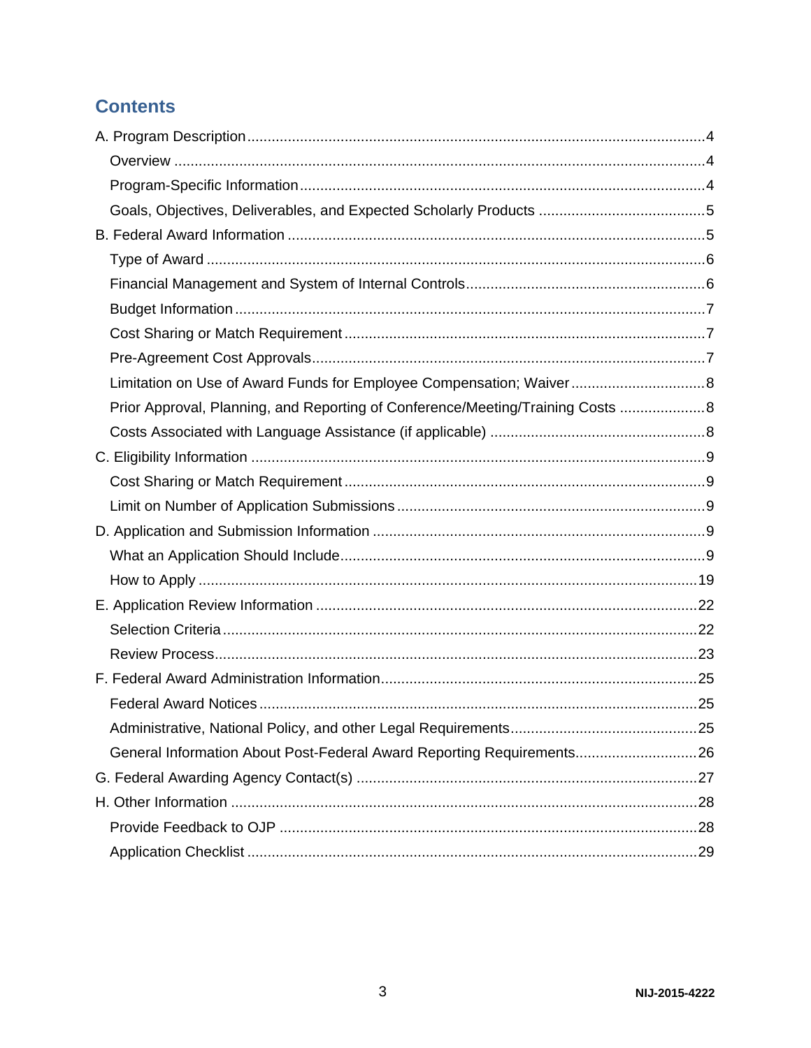## Contents

A. Program Description ... 4
- Overview ... 4
- Program-Specific Information ... 4
- Goals, Objectives, Deliverables, and Expected Scholarly Products ... 5

B. Federal Award Information ... 5
- Type of Award ... 6
- Financial Management and System of Internal Controls ... 6
- Budget Information ... 7
- Cost Sharing or Match Requirement ... 7
- Pre-Agreement Cost Approvals ... 7
- Limitation on Use of Award Funds for Employee Compensation; Waiver ... 8
- Prior Approval, Planning, and Reporting of Conference/Meeting/Training Costs ... 8
- Costs Associated with Language Assistance (if applicable) ... 8

C. Eligibility Information ... 9
- Cost Sharing or Match Requirement ... 9
- Limit on Number of Application Submissions ... 9

D. Application and Submission Information ... 9
- What an Application Should Include ... 9
- How to Apply ... 19

E. Application Review Information ... 22
- Selection Criteria ... 22
- Review Process ... 23

F. Federal Award Administration Information ... 25
- Federal Award Notices ... 25
- Administrative, National Policy, and other Legal Requirements ... 25
- General Information About Post-Federal Award Reporting Requirements ... 26

G. Federal Awarding Agency Contact(s) ... 27

H. Other Information ... 28
- Provide Feedback to OJP ... 28
- Application Checklist ... 29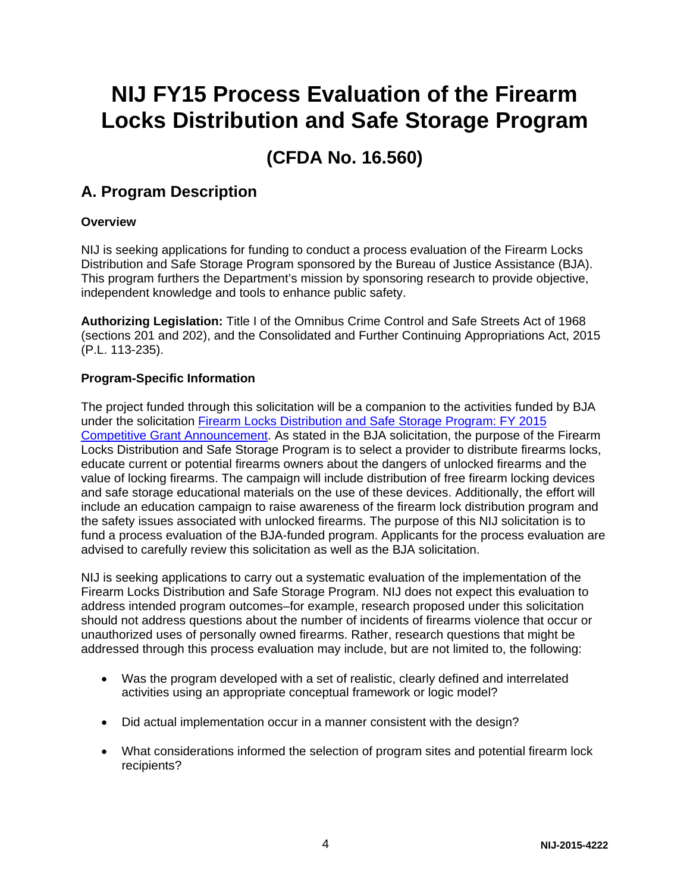# NIJ FY15 Process Evaluation of the Firearm Locks Distribution and Safe Storage Program

## (CFDA No. 16.560)

## A. Program Description

### Overview

NIJ is seeking applications for funding to conduct a process evaluation of the Firearm Locks Distribution and Safe Storage Program sponsored by the Bureau of Justice Assistance (BJA). This program furthers the Department's mission by sponsoring research to provide objective, independent knowledge and tools to enhance public safety.

**Authorizing Legislation:** Title I of the Omnibus Crime Control and Safe Streets Act of 1968 (sections 201 and 202), and the Consolidated and Further Continuing Appropriations Act, 2015 (P.L. 113-235).

### Program-Specific Information

The project funded through this solicitation will be a companion to the activities funded by BJA under the solicitation Firearm Locks Distribution and Safe Storage Program: FY 2015 Competitive Grant Announcement. As stated in the BJA solicitation, the purpose of the Firearm Locks Distribution and Safe Storage Program is to select a provider to distribute firearms locks, educate current or potential firearms owners about the dangers of unlocked firearms and the value of locking firearms. The campaign will include distribution of free firearm locking devices and safe storage educational materials on the use of these devices. Additionally, the effort will include an education campaign to raise awareness of the firearm lock distribution program and the safety issues associated with unlocked firearms. The purpose of this NIJ solicitation is to fund a process evaluation of the BJA-funded program. Applicants for the process evaluation are advised to carefully review this solicitation as well as the BJA solicitation.

NIJ is seeking applications to carry out a systematic evaluation of the implementation of the Firearm Locks Distribution and Safe Storage Program. NIJ does not expect this evaluation to address intended program outcomes–for example, research proposed under this solicitation should not address questions about the number of incidents of firearms violence that occur or unauthorized uses of personally owned firearms. Rather, research questions that might be addressed through this process evaluation may include, but are not limited to, the following:

- Was the program developed with a set of realistic, clearly defined and interrelated activities using an appropriate conceptual framework or logic model?
- Did actual implementation occur in a manner consistent with the design?
- What considerations informed the selection of program sites and potential firearm lock recipients?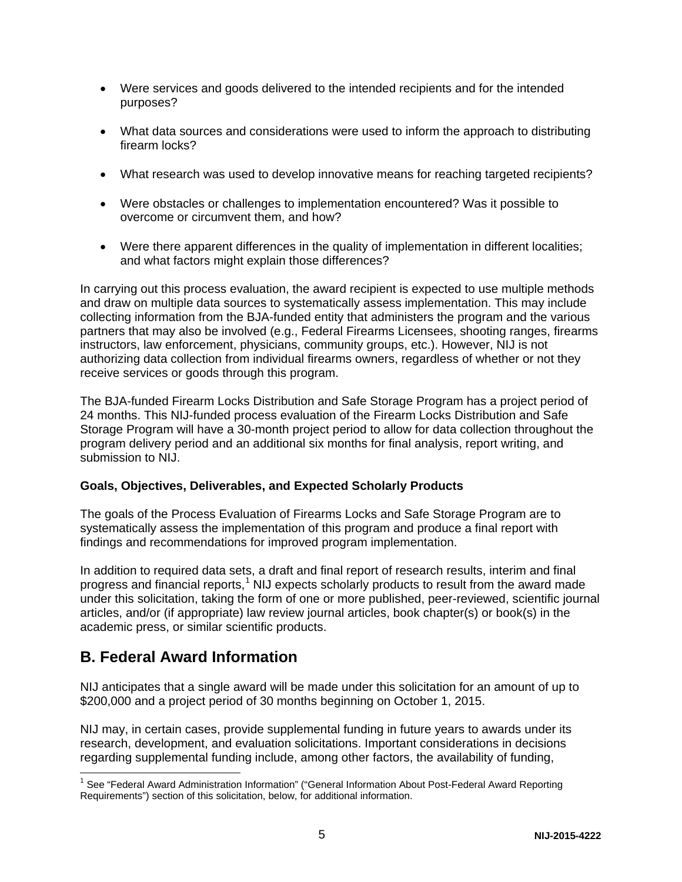- Were services and goods delivered to the intended recipients and for the intended purposes?
- What data sources and considerations were used to inform the approach to distributing firearm locks?
- What research was used to develop innovative means for reaching targeted recipients?
- Were obstacles or challenges to implementation encountered? Was it possible to overcome or circumvent them, and how?
- Were there apparent differences in the quality of implementation in different localities; and what factors might explain those differences?

In carrying out this process evaluation, the award recipient is expected to use multiple methods and draw on multiple data sources to systematically assess implementation. This may include collecting information from the BJA-funded entity that administers the program and the various partners that may also be involved (e.g., Federal Firearms Licensees, shooting ranges, firearms instructors, law enforcement, physicians, community groups, etc.). However, NIJ is not authorizing data collection from individual firearms owners, regardless of whether or not they receive services or goods through this program.

The BJA-funded Firearm Locks Distribution and Safe Storage Program has a project period of 24 months. This NIJ-funded process evaluation of the Firearm Locks Distribution and Safe Storage Program will have a 30-month project period to allow for data collection throughout the program delivery period and an additional six months for final analysis, report writing, and submission to NIJ.

**Goals, Objectives, Deliverables, and Expected Scholarly Products**

The goals of the Process Evaluation of Firearms Locks and Safe Storage Program are to systematically assess the implementation of this program and produce a final report with findings and recommendations for improved program implementation.

In addition to required data sets, a draft and final report of research results, interim and final progress and financial reports,[1] NIJ expects scholarly products to result from the award made under this solicitation, taking the form of one or more published, peer-reviewed, scientific journal articles, and/or (if appropriate) law review journal articles, book chapter(s) or book(s) in the academic press, or similar scientific products.

## B. Federal Award Information

NIJ anticipates that a single award will be made under this solicitation for an amount of up to $200,000 and a project period of 30 months beginning on October 1, 2015.

NIJ may, in certain cases, provide supplemental funding in future years to awards under its research, development, and evaluation solicitations. Important considerations in decisions regarding supplemental funding include, among other factors, the availability of funding,

[1] See "Federal Award Administration Information" ("General Information About Post-Federal Award Reporting Requirements") section of this solicitation, below, for additional information.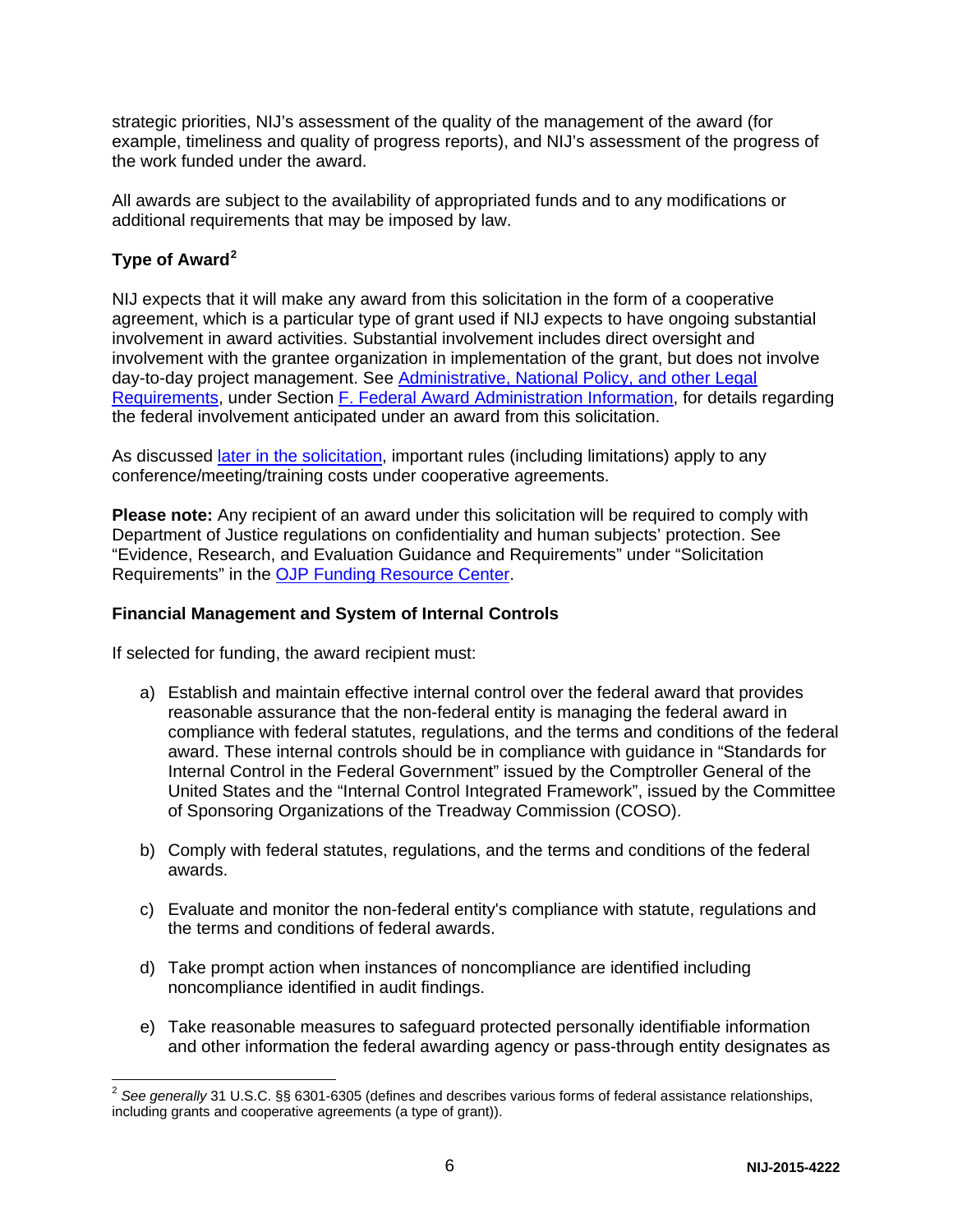strategic priorities, NIJ's assessment of the quality of the management of the award (for example, timeliness and quality of progress reports), and NIJ's assessment of the progress of the work funded under the award.

All awards are subject to the availability of appropriated funds and to any modifications or additional requirements that may be imposed by law.

**Type of Award**[2]

NIJ expects that it will make any award from this solicitation in the form of a cooperative agreement, which is a particular type of grant used if NIJ expects to have ongoing substantial involvement in award activities. Substantial involvement includes direct oversight and involvement with the grantee organization in implementation of the grant, but does not involve day-to-day project management. See Administrative, National Policy, and other Legal Requirements, under Section F. Federal Award Administration Information, for details regarding the federal involvement anticipated under an award from this solicitation.

As discussed later in the solicitation, important rules (including limitations) apply to any conference/meeting/training costs under cooperative agreements.

**Please note:** Any recipient of an award under this solicitation will be required to comply with Department of Justice regulations on confidentiality and human subjects' protection. See "Evidence, Research, and Evaluation Guidance and Requirements" under "Solicitation Requirements" in the OJP Funding Resource Center.

**Financial Management and System of Internal Controls**

If selected for funding, the award recipient must:

a) Establish and maintain effective internal control over the federal award that provides reasonable assurance that the non-federal entity is managing the federal award in compliance with federal statutes, regulations, and the terms and conditions of the federal award. These internal controls should be in compliance with guidance in "Standards for Internal Control in the Federal Government" issued by the Comptroller General of the United States and the "Internal Control Integrated Framework", issued by the Committee of Sponsoring Organizations of the Treadway Commission (COSO).

b) Comply with federal statutes, regulations, and the terms and conditions of the federal awards.

c) Evaluate and monitor the non-federal entity's compliance with statute, regulations and the terms and conditions of federal awards.

d) Take prompt action when instances of noncompliance are identified including noncompliance identified in audit findings.

e) Take reasonable measures to safeguard protected personally identifiable information and other information the federal awarding agency or pass-through entity designates as

---

[2] *See generally* 31 U.S.C. §§ 6301-6305 (defines and describes various forms of federal assistance relationships, including grants and cooperative agreements (a type of grant)).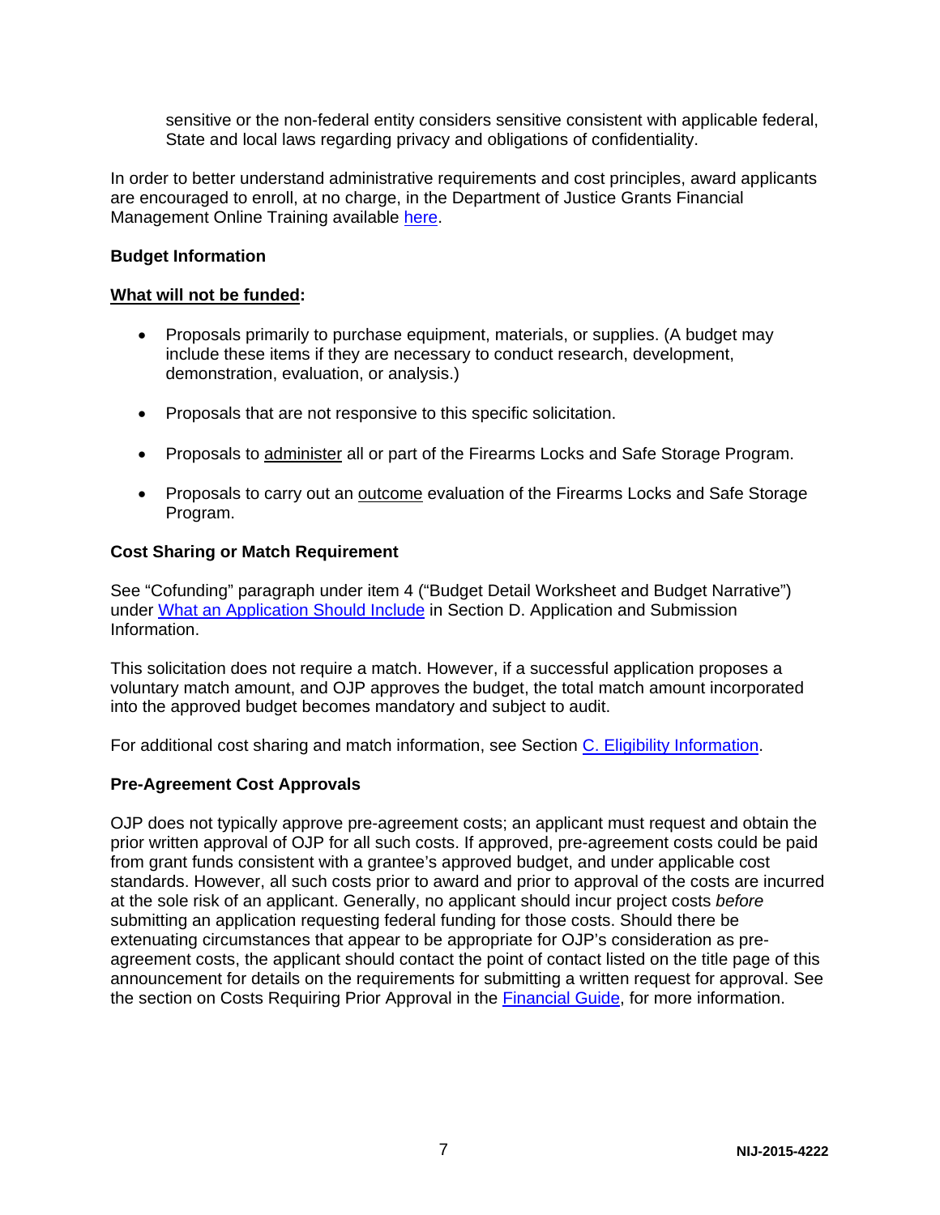sensitive or the non-federal entity considers sensitive consistent with applicable federal, State and local laws regarding privacy and obligations of confidentiality.

In order to better understand administrative requirements and cost principles, award applicants are encouraged to enroll, at no charge, in the Department of Justice Grants Financial Management Online Training available here.

### Budget Information

**What will not be funded:**

- Proposals primarily to purchase equipment, materials, or supplies. (A budget may include these items if they are necessary to conduct research, development, demonstration, evaluation, or analysis.)
- Proposals that are not responsive to this specific solicitation.
- Proposals to administer all or part of the Firearms Locks and Safe Storage Program.
- Proposals to carry out an outcome evaluation of the Firearms Locks and Safe Storage Program.

### Cost Sharing or Match Requirement

See "Cofunding" paragraph under item 4 ("Budget Detail Worksheet and Budget Narrative") under What an Application Should Include in Section D. Application and Submission Information.

This solicitation does not require a match. However, if a successful application proposes a voluntary match amount, and OJP approves the budget, the total match amount incorporated into the approved budget becomes mandatory and subject to audit.

For additional cost sharing and match information, see Section C. Eligibility Information.

### Pre-Agreement Cost Approvals

OJP does not typically approve pre-agreement costs; an applicant must request and obtain the prior written approval of OJP for all such costs. If approved, pre-agreement costs could be paid from grant funds consistent with a grantee's approved budget, and under applicable cost standards. However, all such costs prior to award and prior to approval of the costs are incurred at the sole risk of an applicant. Generally, no applicant should incur project costs *before* submitting an application requesting federal funding for those costs. Should there be extenuating circumstances that appear to be appropriate for OJP's consideration as pre-agreement costs, the applicant should contact the point of contact listed on the title page of this announcement for details on the requirements for submitting a written request for approval. See the section on Costs Requiring Prior Approval in the Financial Guide, for more information.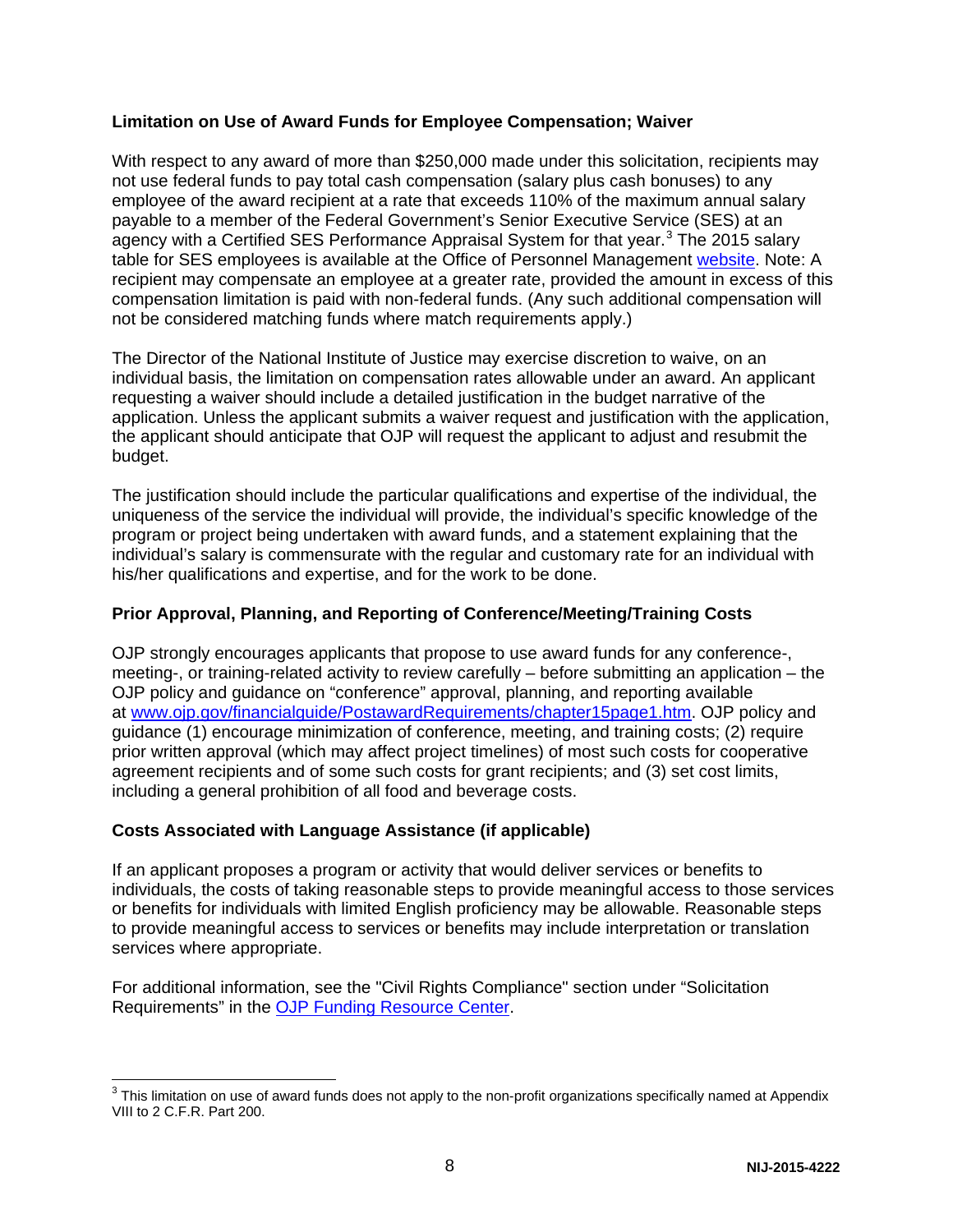**Limitation on Use of Award Funds for Employee Compensation; Waiver**

With respect to any award of more than $250,000 made under this solicitation, recipients may not use federal funds to pay total cash compensation (salary plus cash bonuses) to any employee of the award recipient at a rate that exceeds 110% of the maximum annual salary payable to a member of the Federal Government's Senior Executive Service (SES) at an agency with a Certified SES Performance Appraisal System for that year.[3] The 2015 salary table for SES employees is available at the Office of Personnel Management website. Note: A recipient may compensate an employee at a greater rate, provided the amount in excess of this compensation limitation is paid with non-federal funds. (Any such additional compensation will not be considered matching funds where match requirements apply.)

The Director of the National Institute of Justice may exercise discretion to waive, on an individual basis, the limitation on compensation rates allowable under an award. An applicant requesting a waiver should include a detailed justification in the budget narrative of the application. Unless the applicant submits a waiver request and justification with the application, the applicant should anticipate that OJP will request the applicant to adjust and resubmit the budget.

The justification should include the particular qualifications and expertise of the individual, the uniqueness of the service the individual will provide, the individual's specific knowledge of the program or project being undertaken with award funds, and a statement explaining that the individual's salary is commensurate with the regular and customary rate for an individual with his/her qualifications and expertise, and for the work to be done.

**Prior Approval, Planning, and Reporting of Conference/Meeting/Training Costs**

OJP strongly encourages applicants that propose to use award funds for any conference-, meeting-, or training-related activity to review carefully – before submitting an application – the OJP policy and guidance on "conference" approval, planning, and reporting available at www.ojp.gov/financialguide/PostawardRequirements/chapter15page1.htm. OJP policy and guidance (1) encourage minimization of conference, meeting, and training costs; (2) require prior written approval (which may affect project timelines) of most such costs for cooperative agreement recipients and of some such costs for grant recipients; and (3) set cost limits, including a general prohibition of all food and beverage costs.

**Costs Associated with Language Assistance (if applicable)**

If an applicant proposes a program or activity that would deliver services or benefits to individuals, the costs of taking reasonable steps to provide meaningful access to those services or benefits for individuals with limited English proficiency may be allowable. Reasonable steps to provide meaningful access to services or benefits may include interpretation or translation services where appropriate.

For additional information, see the "Civil Rights Compliance" section under "Solicitation Requirements" in the OJP Funding Resource Center.

---

[3] This limitation on use of award funds does not apply to the non-profit organizations specifically named at Appendix VIII to 2 C.F.R. Part 200.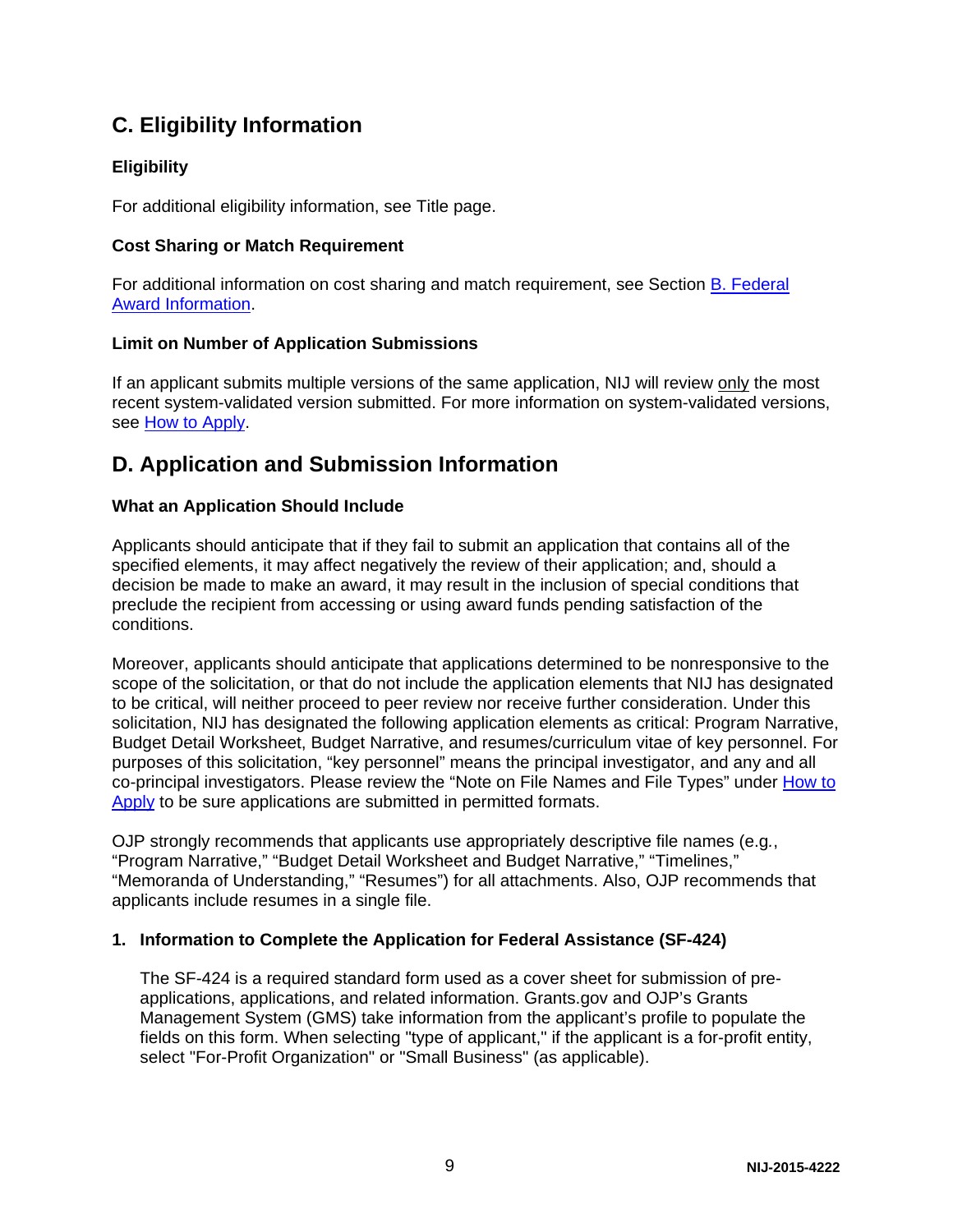## C. Eligibility Information

### Eligibility

For additional eligibility information, see Title page.

### Cost Sharing or Match Requirement

For additional information on cost sharing and match requirement, see Section B. Federal Award Information.

### Limit on Number of Application Submissions

If an applicant submits multiple versions of the same application, NIJ will review only the most recent system-validated version submitted. For more information on system-validated versions, see How to Apply.

## D. Application and Submission Information

### What an Application Should Include

Applicants should anticipate that if they fail to submit an application that contains all of the specified elements, it may affect negatively the review of their application; and, should a decision be made to make an award, it may result in the inclusion of special conditions that preclude the recipient from accessing or using award funds pending satisfaction of the conditions.

Moreover, applicants should anticipate that applications determined to be nonresponsive to the scope of the solicitation, or that do not include the application elements that NIJ has designated to be critical, will neither proceed to peer review nor receive further consideration. Under this solicitation, NIJ has designated the following application elements as critical: Program Narrative, Budget Detail Worksheet, Budget Narrative, and resumes/curriculum vitae of key personnel. For purposes of this solicitation, “key personnel” means the principal investigator, and any and all co-principal investigators. Please review the “Note on File Names and File Types” under How to Apply to be sure applications are submitted in permitted formats.

OJP strongly recommends that applicants use appropriately descriptive file names (e.g*.*, “Program Narrative,” “Budget Detail Worksheet and Budget Narrative,” “Timelines,” “Memoranda of Understanding,” “Resumes”) for all attachments. Also, OJP recommends that applicants include resumes in a single file.

**1. Information to Complete the Application for Federal Assistance (SF-424)**

The SF-424 is a required standard form used as a cover sheet for submission of pre-applications, applications, and related information. Grants.gov and OJP’s Grants Management System (GMS) take information from the applicant’s profile to populate the fields on this form. When selecting "type of applicant," if the applicant is a for-profit entity, select "For-Profit Organization" or "Small Business" (as applicable).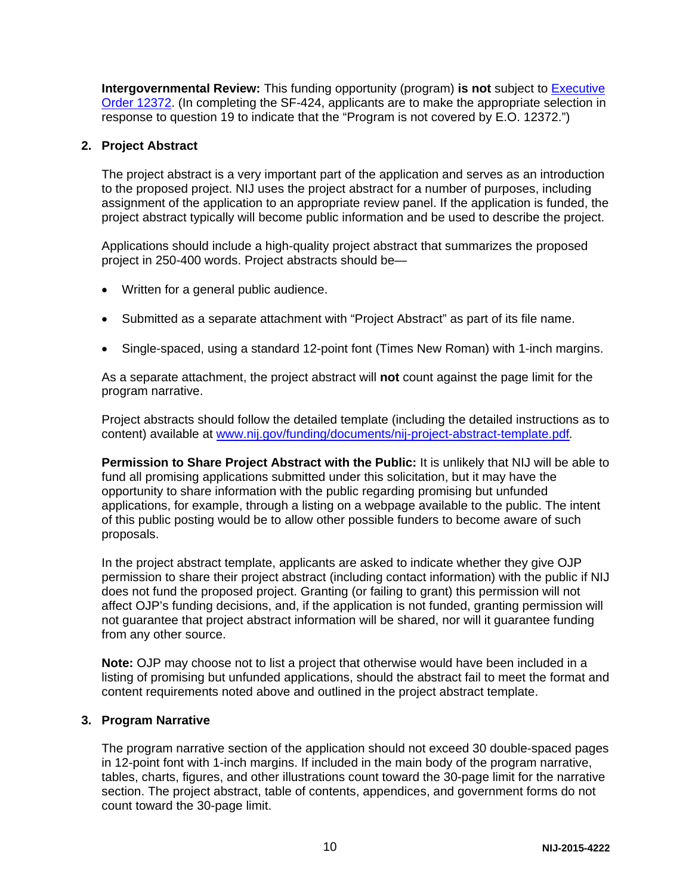**Intergovernmental Review:** This funding opportunity (program) **is not** subject to [Executive Order 12372](). (In completing the SF-424, applicants are to make the appropriate selection in response to question 19 to indicate that the "Program is not covered by E.O. 12372.")

## 2. Project Abstract

The project abstract is a very important part of the application and serves as an introduction to the proposed project. NIJ uses the project abstract for a number of purposes, including assignment of the application to an appropriate review panel. If the application is funded, the project abstract typically will become public information and be used to describe the project.

Applications should include a high-quality project abstract that summarizes the proposed project in 250-400 words. Project abstracts should be—

- Written for a general public audience.
- Submitted as a separate attachment with "Project Abstract" as part of its file name.
- Single-spaced, using a standard 12-point font (Times New Roman) with 1-inch margins.

As a separate attachment, the project abstract will **not** count against the page limit for the program narrative.

Project abstracts should follow the detailed template (including the detailed instructions as to content) available at www.nij.gov/funding/documents/nij-project-abstract-template.pdf.

**Permission to Share Project Abstract with the Public:** It is unlikely that NIJ will be able to fund all promising applications submitted under this solicitation, but it may have the opportunity to share information with the public regarding promising but unfunded applications, for example, through a listing on a webpage available to the public. The intent of this public posting would be to allow other possible funders to become aware of such proposals.

In the project abstract template, applicants are asked to indicate whether they give OJP permission to share their project abstract (including contact information) with the public if NIJ does not fund the proposed project. Granting (or failing to grant) this permission will not affect OJP's funding decisions, and, if the application is not funded, granting permission will not guarantee that project abstract information will be shared, nor will it guarantee funding from any other source.

**Note:** OJP may choose not to list a project that otherwise would have been included in a listing of promising but unfunded applications, should the abstract fail to meet the format and content requirements noted above and outlined in the project abstract template.

## 3. Program Narrative

The program narrative section of the application should not exceed 30 double-spaced pages in 12-point font with 1-inch margins. If included in the main body of the program narrative, tables, charts, figures, and other illustrations count toward the 30-page limit for the narrative section. The project abstract, table of contents, appendices, and government forms do not count toward the 30-page limit.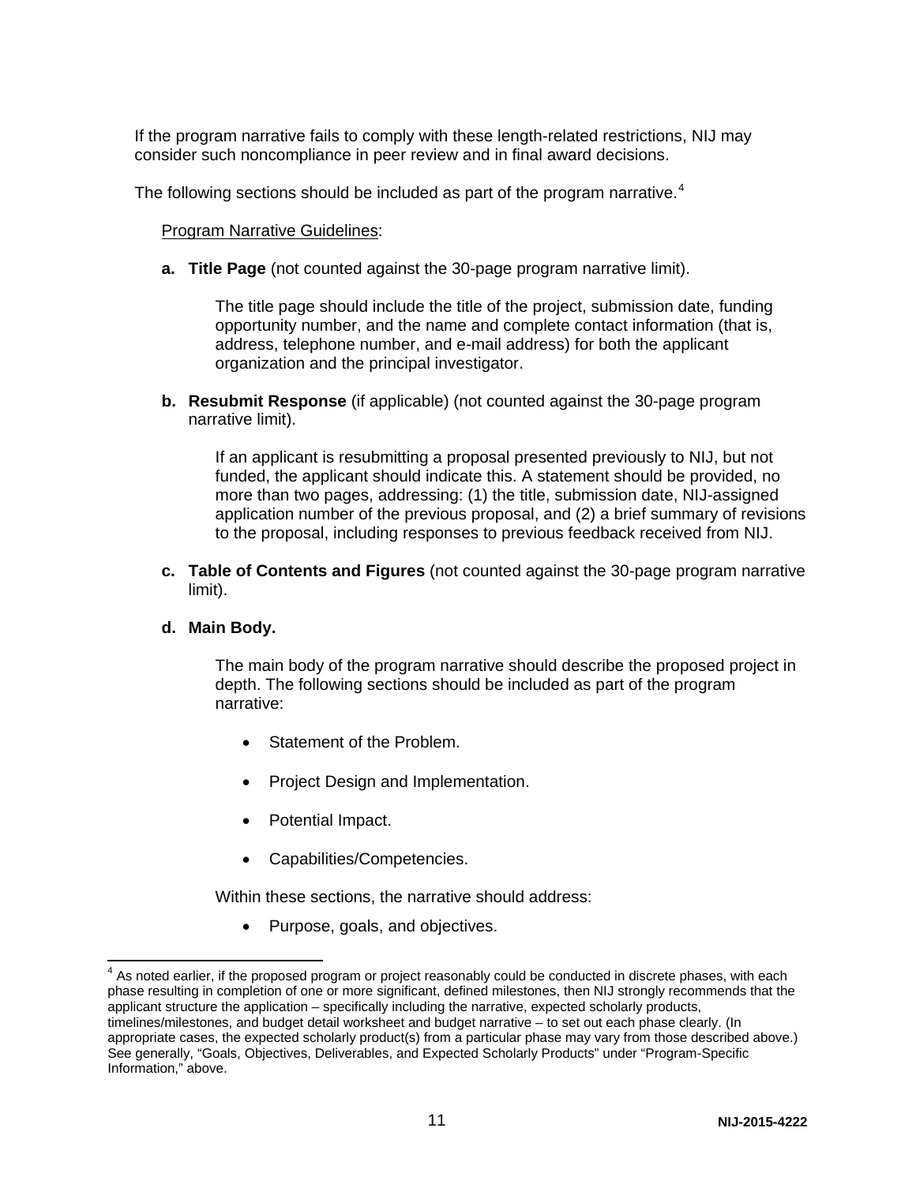If the program narrative fails to comply with these length-related restrictions, NIJ may consider such noncompliance in peer review and in final award decisions.

The following sections should be included as part of the program narrative.[4]

Program Narrative Guidelines:

**a. Title Page** (not counted against the 30-page program narrative limit).

The title page should include the title of the project, submission date, funding opportunity number, and the name and complete contact information (that is, address, telephone number, and e-mail address) for both the applicant organization and the principal investigator.

**b. Resubmit Response** (if applicable) (not counted against the 30-page program narrative limit).

If an applicant is resubmitting a proposal presented previously to NIJ, but not funded, the applicant should indicate this. A statement should be provided, no more than two pages, addressing: (1) the title, submission date, NIJ-assigned application number of the previous proposal, and (2) a brief summary of revisions to the proposal, including responses to previous feedback received from NIJ.

**c. Table of Contents and Figures** (not counted against the 30-page program narrative limit).

**d. Main Body.**

The main body of the program narrative should describe the proposed project in depth. The following sections should be included as part of the program narrative:

- Statement of the Problem.
- Project Design and Implementation.
- Potential Impact.
- Capabilities/Competencies.

Within these sections, the narrative should address:

- Purpose, goals, and objectives.

---

[4] As noted earlier, if the proposed program or project reasonably could be conducted in discrete phases, with each phase resulting in completion of one or more significant, defined milestones, then NIJ strongly recommends that the applicant structure the application – specifically including the narrative, expected scholarly products, timelines/milestones, and budget detail worksheet and budget narrative – to set out each phase clearly. (In appropriate cases, the expected scholarly product(s) from a particular phase may vary from those described above.) See generally, "Goals, Objectives, Deliverables, and Expected Scholarly Products" under "Program-Specific Information," above.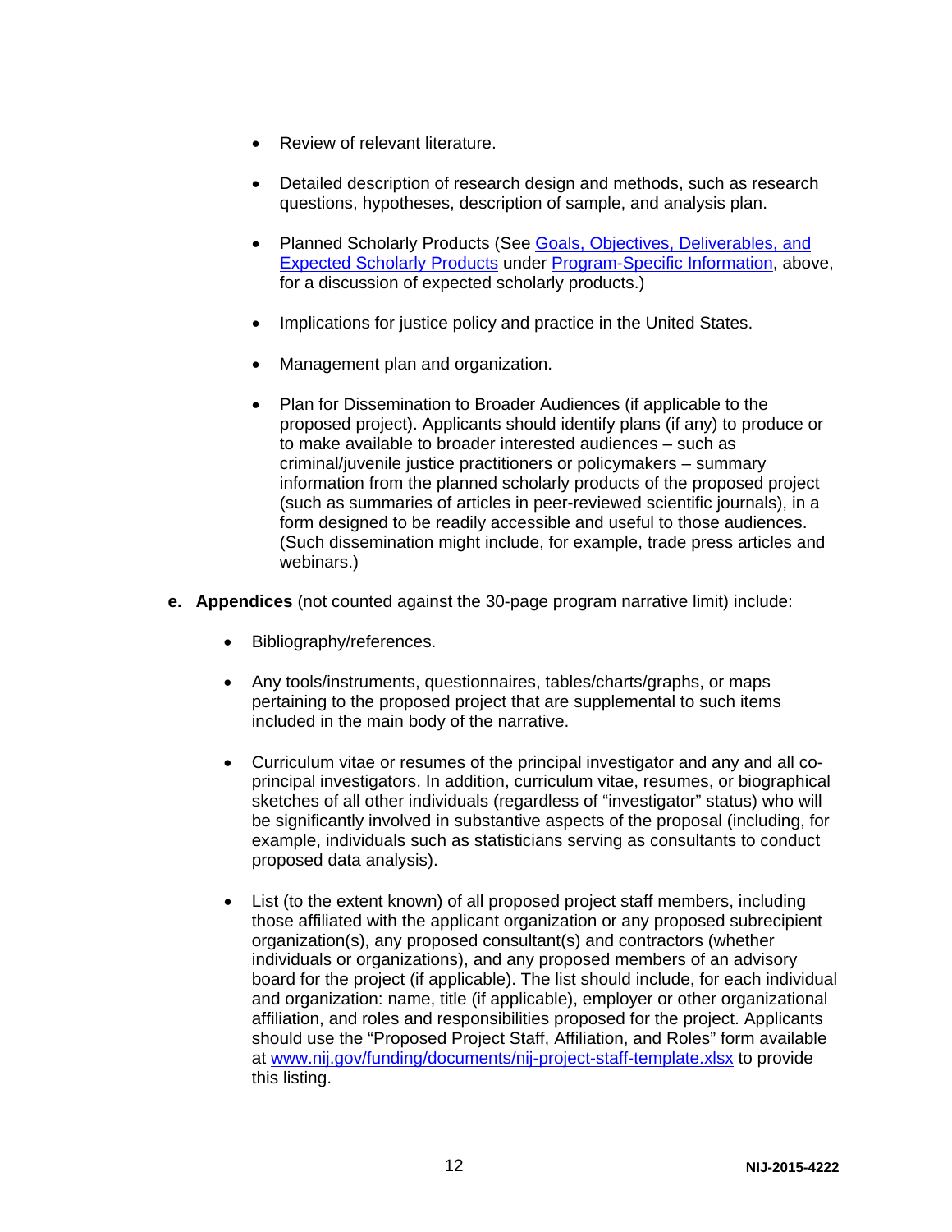- Review of relevant literature.

- Detailed description of research design and methods, such as research questions, hypotheses, description of sample, and analysis plan.

- Planned Scholarly Products (See Goals, Objectives, Deliverables, and Expected Scholarly Products under Program-Specific Information, above, for a discussion of expected scholarly products.)

- Implications for justice policy and practice in the United States.

- Management plan and organization.

- Plan for Dissemination to Broader Audiences (if applicable to the proposed project). Applicants should identify plans (if any) to produce or to make available to broader interested audiences – such as criminal/juvenile justice practitioners or policymakers – summary information from the planned scholarly products of the proposed project (such as summaries of articles in peer-reviewed scientific journals), in a form designed to be readily accessible and useful to those audiences. (Such dissemination might include, for example, trade press articles and webinars.)

**e. Appendices** (not counted against the 30-page program narrative limit) include:

- Bibliography/references.

- Any tools/instruments, questionnaires, tables/charts/graphs, or maps pertaining to the proposed project that are supplemental to such items included in the main body of the narrative.

- Curriculum vitae or resumes of the principal investigator and any and all co-principal investigators. In addition, curriculum vitae, resumes, or biographical sketches of all other individuals (regardless of "investigator" status) who will be significantly involved in substantive aspects of the proposal (including, for example, individuals such as statisticians serving as consultants to conduct proposed data analysis).

- List (to the extent known) of all proposed project staff members, including those affiliated with the applicant organization or any proposed subrecipient organization(s), any proposed consultant(s) and contractors (whether individuals or organizations), and any proposed members of an advisory board for the project (if applicable). The list should include, for each individual and organization: name, title (if applicable), employer or other organizational affiliation, and roles and responsibilities proposed for the project. Applicants should use the "Proposed Project Staff, Affiliation, and Roles" form available at www.nij.gov/funding/documents/nij-project-staff-template.xlsx to provide this listing.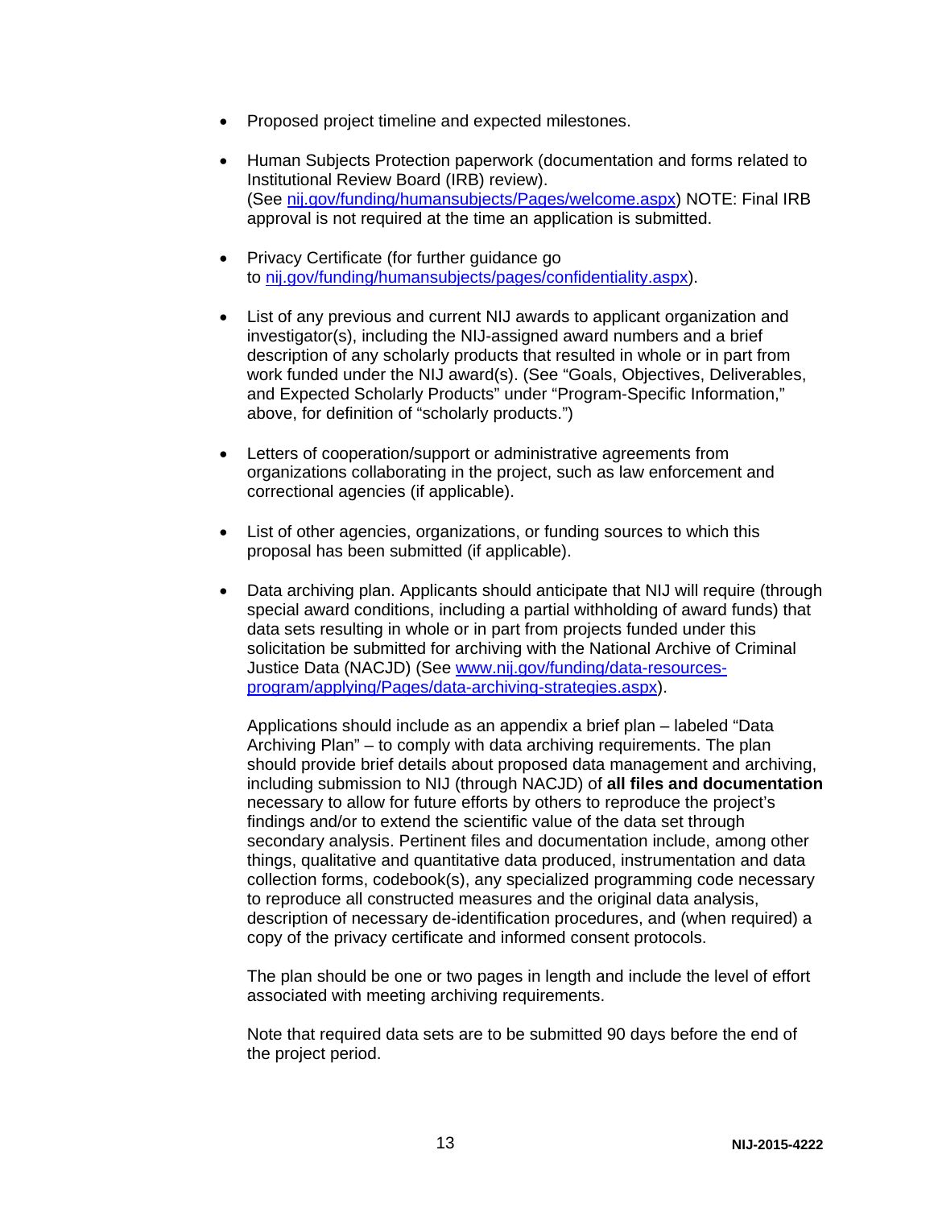- Proposed project timeline and expected milestones.

- Human Subjects Protection paperwork (documentation and forms related to Institutional Review Board (IRB) review). (See [nij.gov/funding/humansubjects/Pages/welcome.aspx](nij.gov/funding/humansubjects/Pages/welcome.aspx)) NOTE: Final IRB approval is not required at the time an application is submitted.

- Privacy Certificate (for further guidance go to [nij.gov/funding/humansubjects/pages/confidentiality.aspx](nij.gov/funding/humansubjects/pages/confidentiality.aspx)).

- List of any previous and current NIJ awards to applicant organization and investigator(s), including the NIJ-assigned award numbers and a brief description of any scholarly products that resulted in whole or in part from work funded under the NIJ award(s). (See "Goals, Objectives, Deliverables, and Expected Scholarly Products" under "Program-Specific Information," above, for definition of "scholarly products.")

- Letters of cooperation/support or administrative agreements from organizations collaborating in the project, such as law enforcement and correctional agencies (if applicable).

- List of other agencies, organizations, or funding sources to which this proposal has been submitted (if applicable).

- Data archiving plan. Applicants should anticipate that NIJ will require (through special award conditions, including a partial withholding of award funds) that data sets resulting in whole or in part from projects funded under this solicitation be submitted for archiving with the National Archive of Criminal Justice Data (NACJD) (See [www.nij.gov/funding/data-resources-program/applying/Pages/data-archiving-strategies.aspx](www.nij.gov/funding/data-resources-program/applying/Pages/data-archiving-strategies.aspx)).

  Applications should include as an appendix a brief plan – labeled "Data Archiving Plan" – to comply with data archiving requirements. The plan should provide brief details about proposed data management and archiving, including submission to NIJ (through NACJD) of **all files and documentation** necessary to allow for future efforts by others to reproduce the project's findings and/or to extend the scientific value of the data set through secondary analysis. Pertinent files and documentation include, among other things, qualitative and quantitative data produced, instrumentation and data collection forms, codebook(s), any specialized programming code necessary to reproduce all constructed measures and the original data analysis, description of necessary de-identification procedures, and (when required) a copy of the privacy certificate and informed consent protocols.

  The plan should be one or two pages in length and include the level of effort associated with meeting archiving requirements.

  Note that required data sets are to be submitted 90 days before the end of the project period.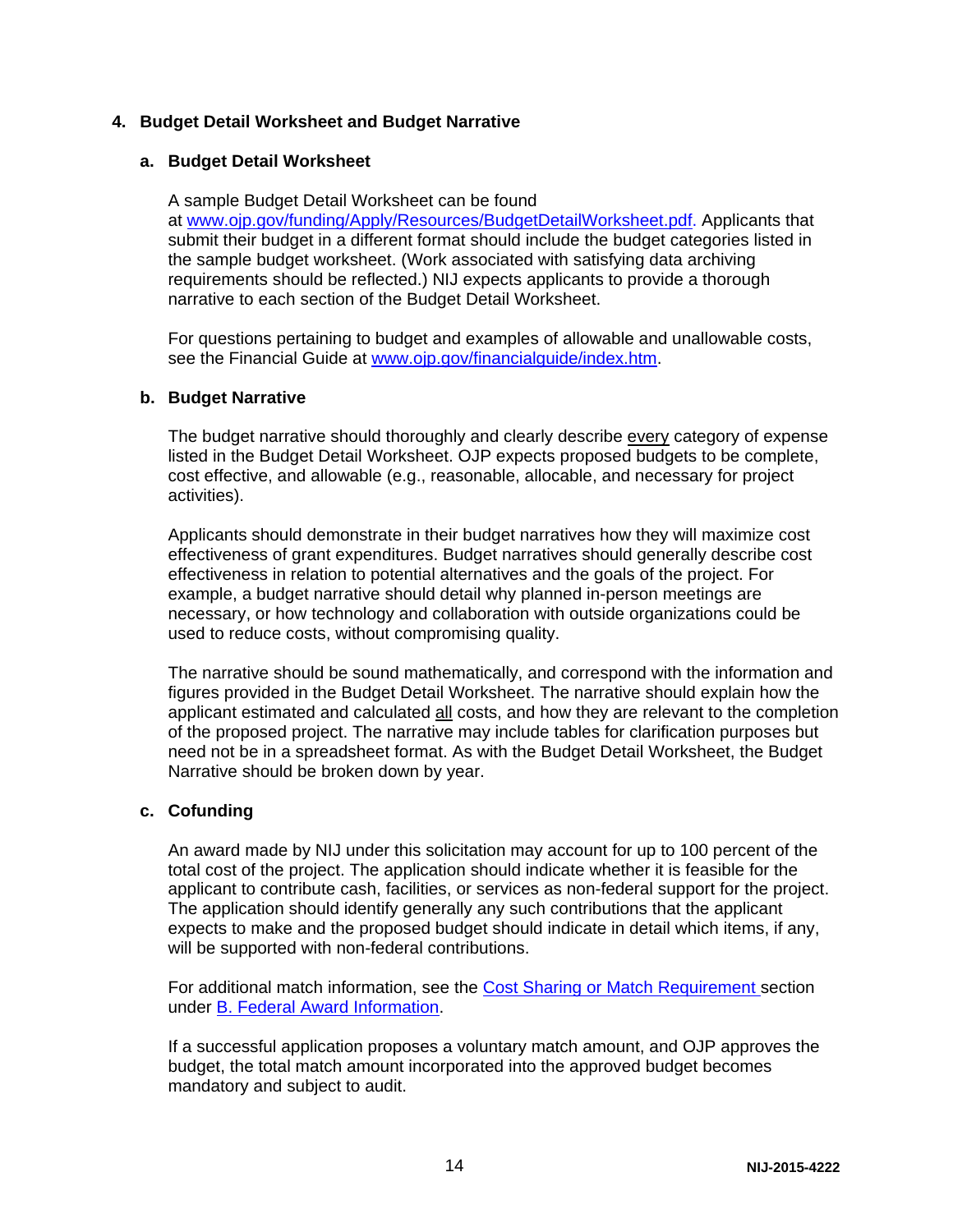## 4. Budget Detail Worksheet and Budget Narrative

### a. Budget Detail Worksheet

A sample Budget Detail Worksheet can be found at [www.ojp.gov/funding/Apply/Resources/BudgetDetailWorksheet.pdf](www.ojp.gov/funding/Apply/Resources/BudgetDetailWorksheet.pdf). Applicants that submit their budget in a different format should include the budget categories listed in the sample budget worksheet. (Work associated with satisfying data archiving requirements should be reflected.) NIJ expects applicants to provide a thorough narrative to each section of the Budget Detail Worksheet.

For questions pertaining to budget and examples of allowable and unallowable costs, see the Financial Guide at [www.ojp.gov/financialguide/index.htm](www.ojp.gov/financialguide/index.htm).

### b. Budget Narrative

The budget narrative should thoroughly and clearly describe <u>every</u> category of expense listed in the Budget Detail Worksheet. OJP expects proposed budgets to be complete, cost effective, and allowable (e.g., reasonable, allocable, and necessary for project activities).

Applicants should demonstrate in their budget narratives how they will maximize cost effectiveness of grant expenditures. Budget narratives should generally describe cost effectiveness in relation to potential alternatives and the goals of the project. For example, a budget narrative should detail why planned in-person meetings are necessary, or how technology and collaboration with outside organizations could be used to reduce costs, without compromising quality.

The narrative should be sound mathematically, and correspond with the information and figures provided in the Budget Detail Worksheet. The narrative should explain how the applicant estimated and calculated <u>all</u> costs, and how they are relevant to the completion of the proposed project. The narrative may include tables for clarification purposes but need not be in a spreadsheet format. As with the Budget Detail Worksheet, the Budget Narrative should be broken down by year.

### c. Cofunding

An award made by NIJ under this solicitation may account for up to 100 percent of the total cost of the project. The application should indicate whether it is feasible for the applicant to contribute cash, facilities, or services as non-federal support for the project. The application should identify generally any such contributions that the applicant expects to make and the proposed budget should indicate in detail which items, if any, will be supported with non-federal contributions.

For additional match information, see the Cost Sharing or Match Requirement section under B. Federal Award Information.

If a successful application proposes a voluntary match amount, and OJP approves the budget, the total match amount incorporated into the approved budget becomes mandatory and subject to audit.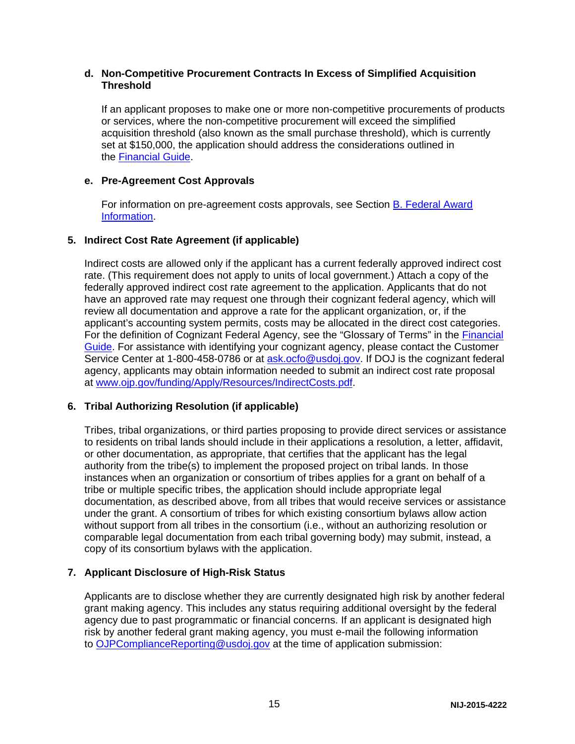**d. Non-Competitive Procurement Contracts In Excess of Simplified Acquisition Threshold**

If an applicant proposes to make one or more non-competitive procurements of products or services, where the non-competitive procurement will exceed the simplified acquisition threshold (also known as the small purchase threshold), which is currently set at $150,000, the application should address the considerations outlined in the [Financial Guide](#).

**e. Pre-Agreement Cost Approvals**

For information on pre-agreement costs approvals, see Section [B. Federal Award Information](#).

**5. Indirect Cost Rate Agreement (if applicable)**

Indirect costs are allowed only if the applicant has a current federally approved indirect cost rate. (This requirement does not apply to units of local government.) Attach a copy of the federally approved indirect cost rate agreement to the application. Applicants that do not have an approved rate may request one through their cognizant federal agency, which will review all documentation and approve a rate for the applicant organization, or, if the applicant's accounting system permits, costs may be allocated in the direct cost categories. For the definition of Cognizant Federal Agency, see the "Glossary of Terms" in the [Financial Guide](#). For assistance with identifying your cognizant agency, please contact the Customer Service Center at 1-800-458-0786 or at [ask.ocfo@usdoj.gov](mailto:ask.ocfo@usdoj.gov). If DOJ is the cognizant federal agency, applicants may obtain information needed to submit an indirect cost rate proposal at [www.ojp.gov/funding/Apply/Resources/IndirectCosts.pdf](www.ojp.gov/funding/Apply/Resources/IndirectCosts.pdf).

**6. Tribal Authorizing Resolution (if applicable)**

Tribes, tribal organizations, or third parties proposing to provide direct services or assistance to residents on tribal lands should include in their applications a resolution, a letter, affidavit, or other documentation, as appropriate, that certifies that the applicant has the legal authority from the tribe(s) to implement the proposed project on tribal lands. In those instances when an organization or consortium of tribes applies for a grant on behalf of a tribe or multiple specific tribes, the application should include appropriate legal documentation, as described above, from all tribes that would receive services or assistance under the grant. A consortium of tribes for which existing consortium bylaws allow action without support from all tribes in the consortium (i.e., without an authorizing resolution or comparable legal documentation from each tribal governing body) may submit, instead, a copy of its consortium bylaws with the application.

**7. Applicant Disclosure of High-Risk Status**

Applicants are to disclose whether they are currently designated high risk by another federal grant making agency. This includes any status requiring additional oversight by the federal agency due to past programmatic or financial concerns. If an applicant is designated high risk by another federal grant making agency, you must e-mail the following information to [OJPComplianceReporting@usdoj.gov](mailto:OJPComplianceReporting@usdoj.gov) at the time of application submission: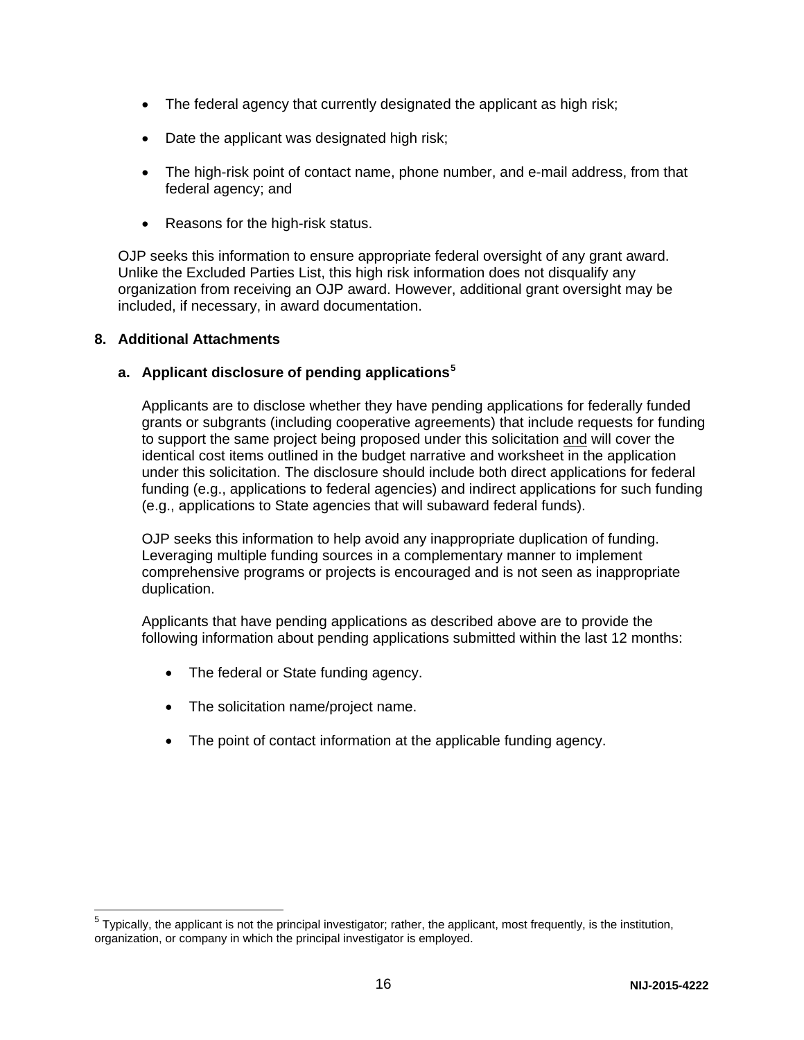- The federal agency that currently designated the applicant as high risk;
- Date the applicant was designated high risk;
- The high-risk point of contact name, phone number, and e-mail address, from that federal agency; and
- Reasons for the high-risk status.

OJP seeks this information to ensure appropriate federal oversight of any grant award. Unlike the Excluded Parties List, this high risk information does not disqualify any organization from receiving an OJP award. However, additional grant oversight may be included, if necessary, in award documentation.

## 8. Additional Attachments

### a. Applicant disclosure of pending applications[5]

Applicants are to disclose whether they have pending applications for federally funded grants or subgrants (including cooperative agreements) that include requests for funding to support the same project being proposed under this solicitation and will cover the identical cost items outlined in the budget narrative and worksheet in the application under this solicitation. The disclosure should include both direct applications for federal funding (e.g., applications to federal agencies) and indirect applications for such funding (e.g., applications to State agencies that will subaward federal funds).

OJP seeks this information to help avoid any inappropriate duplication of funding. Leveraging multiple funding sources in a complementary manner to implement comprehensive programs or projects is encouraged and is not seen as inappropriate duplication.

Applicants that have pending applications as described above are to provide the following information about pending applications submitted within the last 12 months:

- The federal or State funding agency.
- The solicitation name/project name.
- The point of contact information at the applicable funding agency.

---

[5] Typically, the applicant is not the principal investigator; rather, the applicant, most frequently, is the institution, organization, or company in which the principal investigator is employed.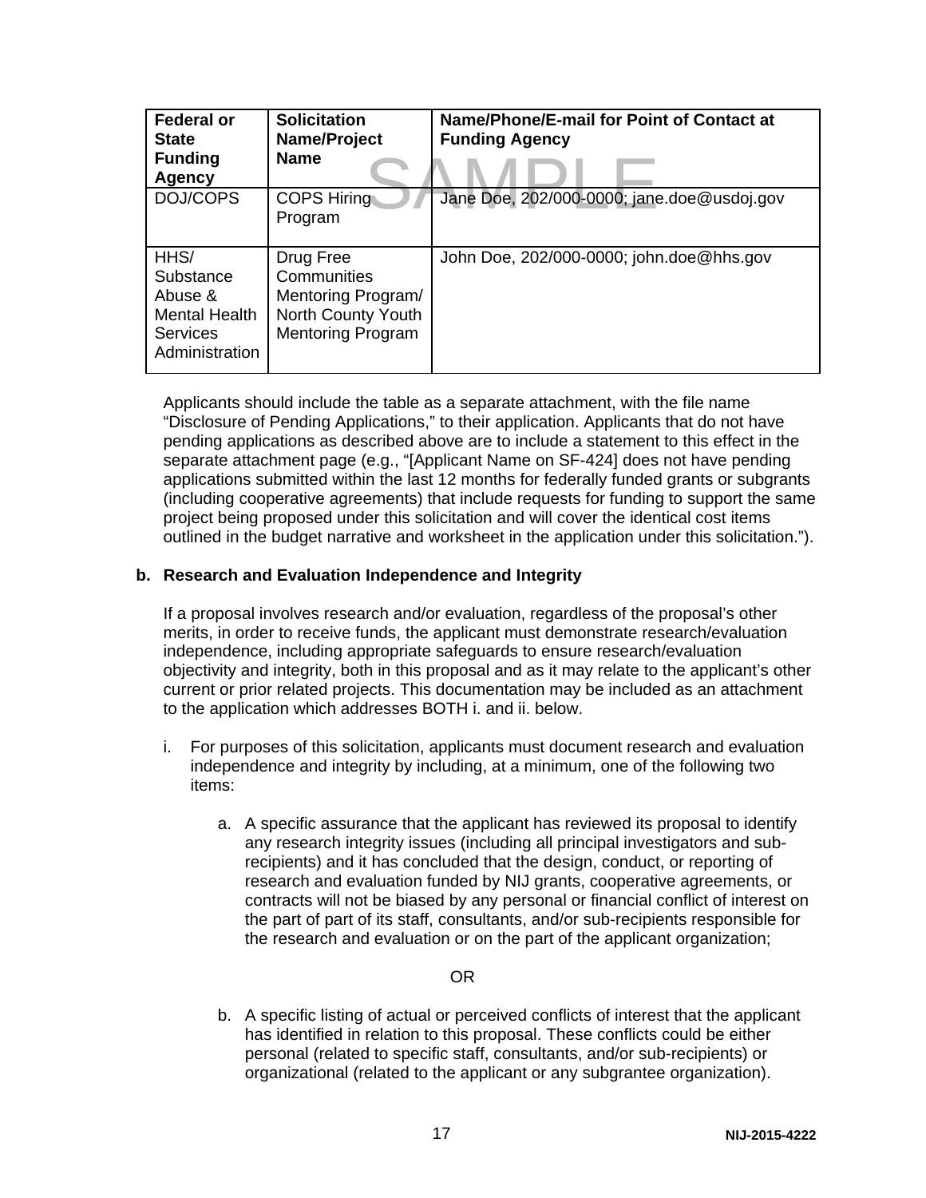| Federal or State Funding Agency | Solicitation Name/Project Name | Name/Phone/E-mail for Point of Contact at Funding Agency |
| --- | --- | --- |
| DOJ/COPS | COPS Hiring Program | Jane Doe, 202/000-0000; jane.doe@usdoj.gov |
| HHS/ Substance Abuse & Mental Health Services Administration | Drug Free Communities Mentoring Program/ North County Youth Mentoring Program | John Doe, 202/000-0000; john.doe@hhs.gov |

Applicants should include the table as a separate attachment, with the file name "Disclosure of Pending Applications," to their application. Applicants that do not have pending applications as described above are to include a statement to this effect in the separate attachment page (e.g., "[Applicant Name on SF-424] does not have pending applications submitted within the last 12 months for federally funded grants or subgrants (including cooperative agreements) that include requests for funding to support the same project being proposed under this solicitation and will cover the identical cost items outlined in the budget narrative and worksheet in the application under this solicitation.").

**b. Research and Evaluation Independence and Integrity**

If a proposal involves research and/or evaluation, regardless of the proposal's other merits, in order to receive funds, the applicant must demonstrate research/evaluation independence, including appropriate safeguards to ensure research/evaluation objectivity and integrity, both in this proposal and as it may relate to the applicant's other current or prior related projects. This documentation may be included as an attachment to the application which addresses BOTH i. and ii. below.

i. For purposes of this solicitation, applicants must document research and evaluation independence and integrity by including, at a minimum, one of the following two items:

   a. A specific assurance that the applicant has reviewed its proposal to identify any research integrity issues (including all principal investigators and sub-recipients) and it has concluded that the design, conduct, or reporting of research and evaluation funded by NIJ grants, cooperative agreements, or contracts will not be biased by any personal or financial conflict of interest on the part of part of its staff, consultants, and/or sub-recipients responsible for the research and evaluation or on the part of the applicant organization;

   OR

   b. A specific listing of actual or perceived conflicts of interest that the applicant has identified in relation to this proposal. These conflicts could be either personal (related to specific staff, consultants, and/or sub-recipients) or organizational (related to the applicant or any subgrantee organization).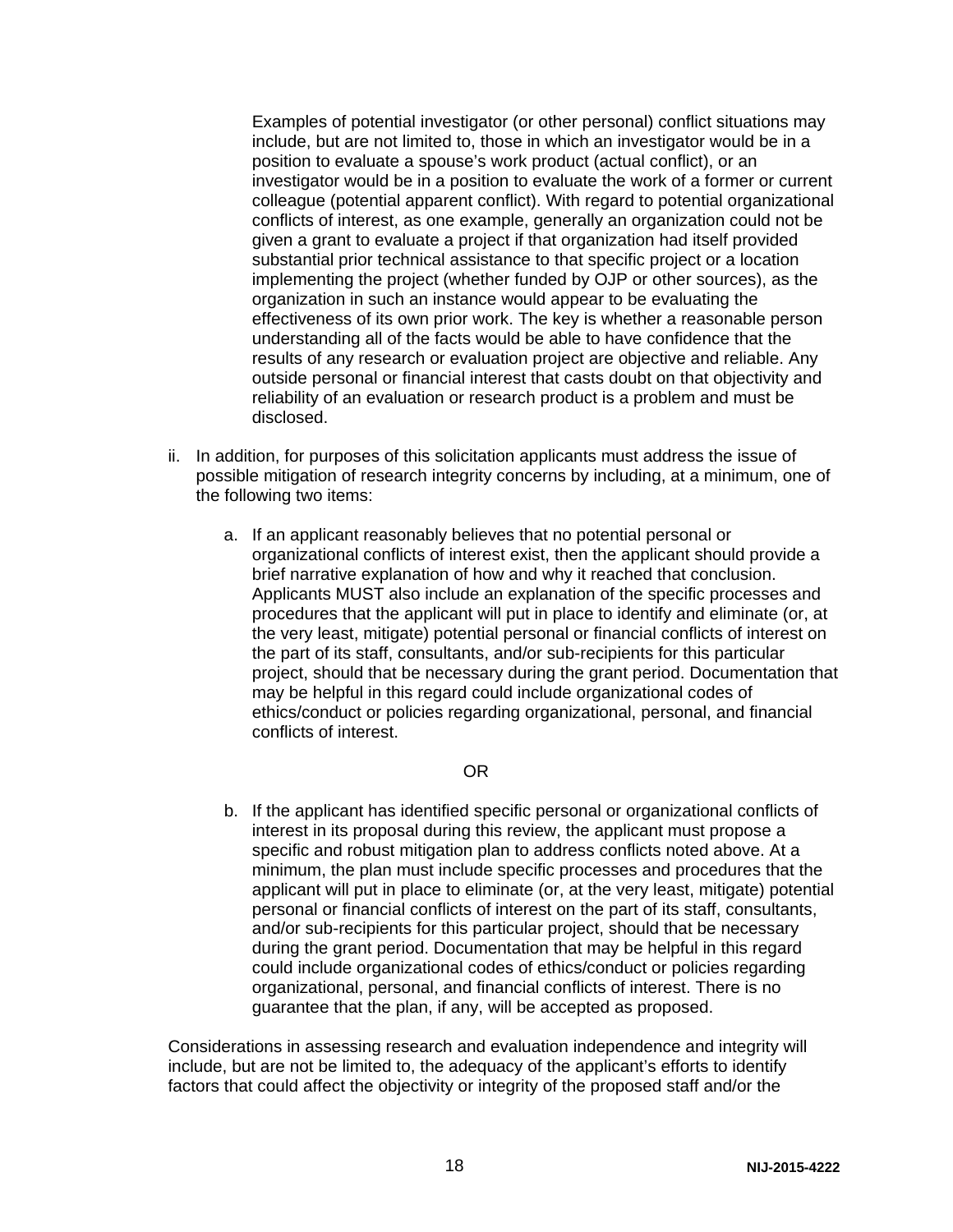Examples of potential investigator (or other personal) conflict situations may include, but are not limited to, those in which an investigator would be in a position to evaluate a spouse's work product (actual conflict), or an investigator would be in a position to evaluate the work of a former or current colleague (potential apparent conflict). With regard to potential organizational conflicts of interest, as one example, generally an organization could not be given a grant to evaluate a project if that organization had itself provided substantial prior technical assistance to that specific project or a location implementing the project (whether funded by OJP or other sources), as the organization in such an instance would appear to be evaluating the effectiveness of its own prior work. The key is whether a reasonable person understanding all of the facts would be able to have confidence that the results of any research or evaluation project are objective and reliable. Any outside personal or financial interest that casts doubt on that objectivity and reliability of an evaluation or research product is a problem and must be disclosed.

ii. In addition, for purposes of this solicitation applicants must address the issue of possible mitigation of research integrity concerns by including, at a minimum, one of the following two items:

   a. If an applicant reasonably believes that no potential personal or organizational conflicts of interest exist, then the applicant should provide a brief narrative explanation of how and why it reached that conclusion. Applicants MUST also include an explanation of the specific processes and procedures that the applicant will put in place to identify and eliminate (or, at the very least, mitigate) potential personal or financial conflicts of interest on the part of its staff, consultants, and/or sub-recipients for this particular project, should that be necessary during the grant period. Documentation that may be helpful in this regard could include organizational codes of ethics/conduct or policies regarding organizational, personal, and financial conflicts of interest.

   OR

   b. If the applicant has identified specific personal or organizational conflicts of interest in its proposal during this review, the applicant must propose a specific and robust mitigation plan to address conflicts noted above. At a minimum, the plan must include specific processes and procedures that the applicant will put in place to eliminate (or, at the very least, mitigate) potential personal or financial conflicts of interest on the part of its staff, consultants, and/or sub-recipients for this particular project, should that be necessary during the grant period. Documentation that may be helpful in this regard could include organizational codes of ethics/conduct or policies regarding organizational, personal, and financial conflicts of interest. There is no guarantee that the plan, if any, will be accepted as proposed.

Considerations in assessing research and evaluation independence and integrity will include, but are not be limited to, the adequacy of the applicant's efforts to identify factors that could affect the objectivity or integrity of the proposed staff and/or the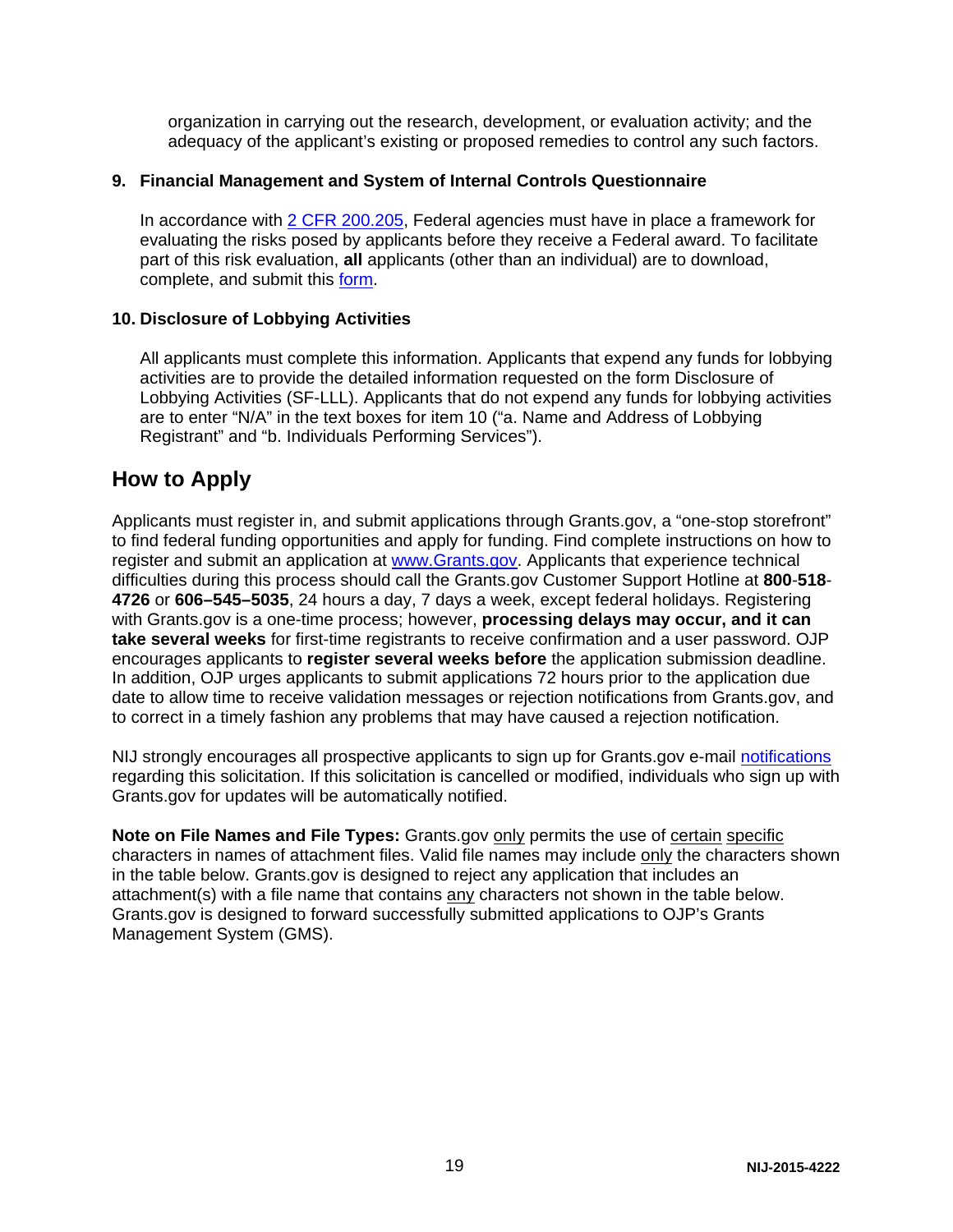organization in carrying out the research, development, or evaluation activity; and the adequacy of the applicant's existing or proposed remedies to control any such factors.

**9. Financial Management and System of Internal Controls Questionnaire**

In accordance with 2 CFR 200.205, Federal agencies must have in place a framework for evaluating the risks posed by applicants before they receive a Federal award. To facilitate part of this risk evaluation, **all** applicants (other than an individual) are to download, complete, and submit this form.

**10. Disclosure of Lobbying Activities**

All applicants must complete this information. Applicants that expend any funds for lobbying activities are to provide the detailed information requested on the form Disclosure of Lobbying Activities (SF-LLL). Applicants that do not expend any funds for lobbying activities are to enter "N/A" in the text boxes for item 10 ("a. Name and Address of Lobbying Registrant" and "b. Individuals Performing Services").

## How to Apply

Applicants must register in, and submit applications through Grants.gov, a "one-stop storefront" to find federal funding opportunities and apply for funding. Find complete instructions on how to register and submit an application at www.Grants.gov. Applicants that experience technical difficulties during this process should call the Grants.gov Customer Support Hotline at **800-518-4726** or **606–545–5035**, 24 hours a day, 7 days a week, except federal holidays. Registering with Grants.gov is a one-time process; however, **processing delays may occur, and it can take several weeks** for first-time registrants to receive confirmation and a user password. OJP encourages applicants to **register several weeks before** the application submission deadline. In addition, OJP urges applicants to submit applications 72 hours prior to the application due date to allow time to receive validation messages or rejection notifications from Grants.gov, and to correct in a timely fashion any problems that may have caused a rejection notification.

NIJ strongly encourages all prospective applicants to sign up for Grants.gov e-mail notifications regarding this solicitation. If this solicitation is cancelled or modified, individuals who sign up with Grants.gov for updates will be automatically notified.

**Note on File Names and File Types:** Grants.gov only permits the use of certain specific characters in names of attachment files. Valid file names may include only the characters shown in the table below. Grants.gov is designed to reject any application that includes an attachment(s) with a file name that contains any characters not shown in the table below. Grants.gov is designed to forward successfully submitted applications to OJP's Grants Management System (GMS).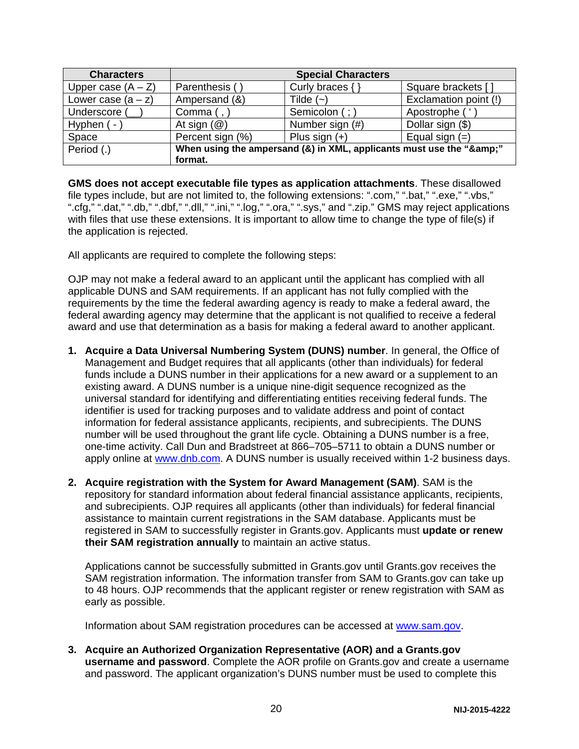| Characters | Special Characters | | |
|---|---|---|---|
| Upper case (A – Z) | Parenthesis ( ) | Curly braces { } | Square brackets [ ] |
| Lower case (a – z) | Ampersand (&) | Tilde (~) | Exclamation point (!) |
| Underscore (__) | Comma ( , ) | Semicolon ( ; ) | Apostrophe ( ' ) |
| Hyphen ( - ) | At sign (@) | Number sign (#) | Dollar sign ($) |
| Space | Percent sign (%) | Plus sign (+) | Equal sign (=) |
| Period (.) | **When using the ampersand (&) in XML, applicants must use the "&amp;" format.** | | |

**GMS does not accept executable file types as application attachments**. These disallowed file types include, but are not limited to, the following extensions: ".com," ".bat," ".exe," ".vbs," ".cfg," ".dat," ".db," ".dbf," ".dll," ".ini," ".log," ".ora," ".sys," and ".zip." GMS may reject applications with files that use these extensions. It is important to allow time to change the type of file(s) if the application is rejected.

All applicants are required to complete the following steps:

OJP may not make a federal award to an applicant until the applicant has complied with all applicable DUNS and SAM requirements. If an applicant has not fully complied with the requirements by the time the federal awarding agency is ready to make a federal award, the federal awarding agency may determine that the applicant is not qualified to receive a federal award and use that determination as a basis for making a federal award to another applicant.

1. **Acquire a Data Universal Numbering System (DUNS) number**. In general, the Office of Management and Budget requires that all applicants (other than individuals) for federal funds include a DUNS number in their applications for a new award or a supplement to an existing award. A DUNS number is a unique nine-digit sequence recognized as the universal standard for identifying and differentiating entities receiving federal funds. The identifier is used for tracking purposes and to validate address and point of contact information for federal assistance applicants, recipients, and subrecipients. The DUNS number will be used throughout the grant life cycle. Obtaining a DUNS number is a free, one-time activity. Call Dun and Bradstreet at 866–705–5711 to obtain a DUNS number or apply online at [www.dnb.com](http://www.dnb.com). A DUNS number is usually received within 1-2 business days.

2. **Acquire registration with the System for Award Management (SAM)**. SAM is the repository for standard information about federal financial assistance applicants, recipients, and subrecipients. OJP requires all applicants (other than individuals) for federal financial assistance to maintain current registrations in the SAM database. Applicants must be registered in SAM to successfully register in Grants.gov. Applicants must **update or renew their SAM registration annually** to maintain an active status.

   Applications cannot be successfully submitted in Grants.gov until Grants.gov receives the SAM registration information. The information transfer from SAM to Grants.gov can take up to 48 hours. OJP recommends that the applicant register or renew registration with SAM as early as possible.

   Information about SAM registration procedures can be accessed at [www.sam.gov](http://www.sam.gov).

3. **Acquire an Authorized Organization Representative (AOR) and a Grants.gov username and password**. Complete the AOR profile on Grants.gov and create a username and password. The applicant organization's DUNS number must be used to complete this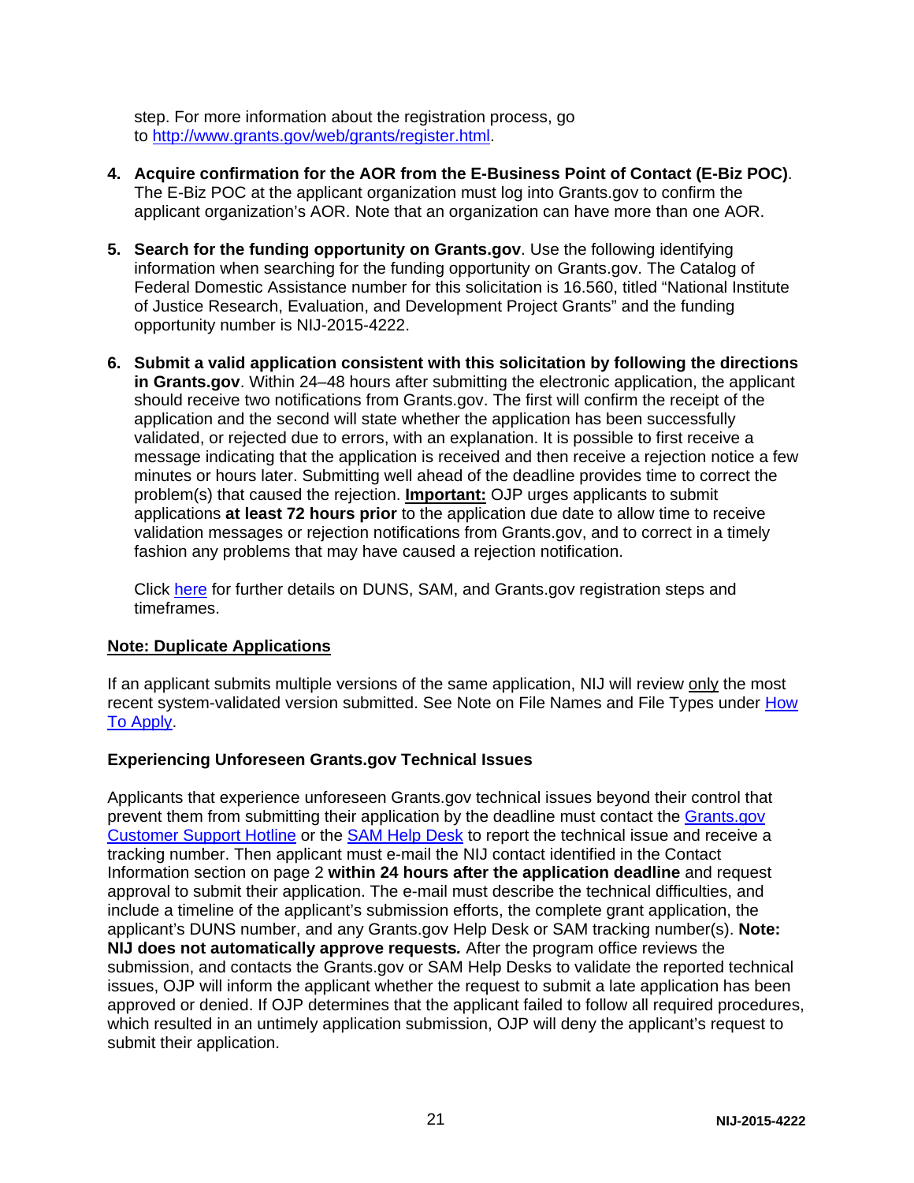step. For more information about the registration process, go to [http://www.grants.gov/web/grants/register.html](http://www.grants.gov/web/grants/register.html).

4. **Acquire confirmation for the AOR from the E-Business Point of Contact (E-Biz POC)**. The E-Biz POC at the applicant organization must log into Grants.gov to confirm the applicant organization's AOR. Note that an organization can have more than one AOR.

5. **Search for the funding opportunity on Grants.gov**. Use the following identifying information when searching for the funding opportunity on Grants.gov. The Catalog of Federal Domestic Assistance number for this solicitation is 16.560, titled "National Institute of Justice Research, Evaluation, and Development Project Grants" and the funding opportunity number is NIJ-2015-4222.

6. **Submit a valid application consistent with this solicitation by following the directions in Grants.gov**. Within 24–48 hours after submitting the electronic application, the applicant should receive two notifications from Grants.gov. The first will confirm the receipt of the application and the second will state whether the application has been successfully validated, or rejected due to errors, with an explanation. It is possible to first receive a message indicating that the application is received and then receive a rejection notice a few minutes or hours later. Submitting well ahead of the deadline provides time to correct the problem(s) that caused the rejection. **Important:** OJP urges applicants to submit applications **at least 72 hours prior** to the application due date to allow time to receive validation messages or rejection notifications from Grants.gov, and to correct in a timely fashion any problems that may have caused a rejection notification.

   Click here for further details on DUNS, SAM, and Grants.gov registration steps and timeframes.

**Note: Duplicate Applications**

If an applicant submits multiple versions of the same application, NIJ will review only the most recent system-validated version submitted. See Note on File Names and File Types under How To Apply.

**Experiencing Unforeseen Grants.gov Technical Issues**

Applicants that experience unforeseen Grants.gov technical issues beyond their control that prevent them from submitting their application by the deadline must contact the Grants.gov Customer Support Hotline or the SAM Help Desk to report the technical issue and receive a tracking number. Then applicant must e-mail the NIJ contact identified in the Contact Information section on page 2 **within 24 hours after the application deadline** and request approval to submit their application. The e-mail must describe the technical difficulties, and include a timeline of the applicant's submission efforts, the complete grant application, the applicant's DUNS number, and any Grants.gov Help Desk or SAM tracking number(s). **Note: NIJ does not automatically approve requests*.*** After the program office reviews the submission, and contacts the Grants.gov or SAM Help Desks to validate the reported technical issues, OJP will inform the applicant whether the request to submit a late application has been approved or denied. If OJP determines that the applicant failed to follow all required procedures, which resulted in an untimely application submission, OJP will deny the applicant's request to submit their application.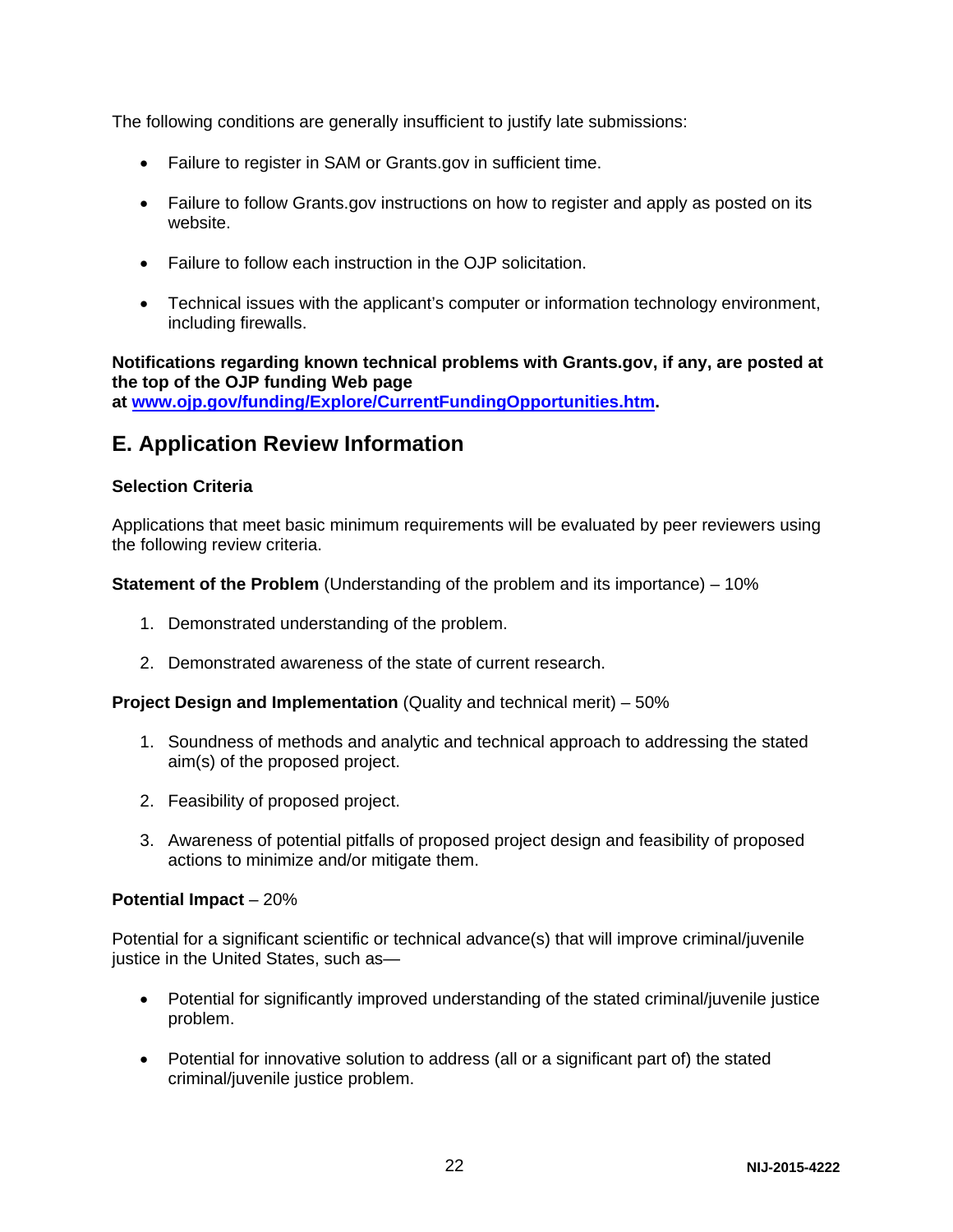The following conditions are generally insufficient to justify late submissions:

- Failure to register in SAM or Grants.gov in sufficient time.
- Failure to follow Grants.gov instructions on how to register and apply as posted on its website.
- Failure to follow each instruction in the OJP solicitation.
- Technical issues with the applicant's computer or information technology environment, including firewalls.

**Notifications regarding known technical problems with Grants.gov, if any, are posted at the top of the OJP funding Web page at [www.ojp.gov/funding/Explore/CurrentFundingOpportunities.htm](http://www.ojp.gov/funding/Explore/CurrentFundingOpportunities.htm).**

## E. Application Review Information

### Selection Criteria

Applications that meet basic minimum requirements will be evaluated by peer reviewers using the following review criteria.

**Statement of the Problem** (Understanding of the problem and its importance) – 10%

1. Demonstrated understanding of the problem.
2. Demonstrated awareness of the state of current research.

**Project Design and Implementation** (Quality and technical merit) – 50%

1. Soundness of methods and analytic and technical approach to addressing the stated aim(s) of the proposed project.
2. Feasibility of proposed project.
3. Awareness of potential pitfalls of proposed project design and feasibility of proposed actions to minimize and/or mitigate them.

**Potential Impact** – 20%

Potential for a significant scientific or technical advance(s) that will improve criminal/juvenile justice in the United States, such as—

- Potential for significantly improved understanding of the stated criminal/juvenile justice problem.
- Potential for innovative solution to address (all or a significant part of) the stated criminal/juvenile justice problem.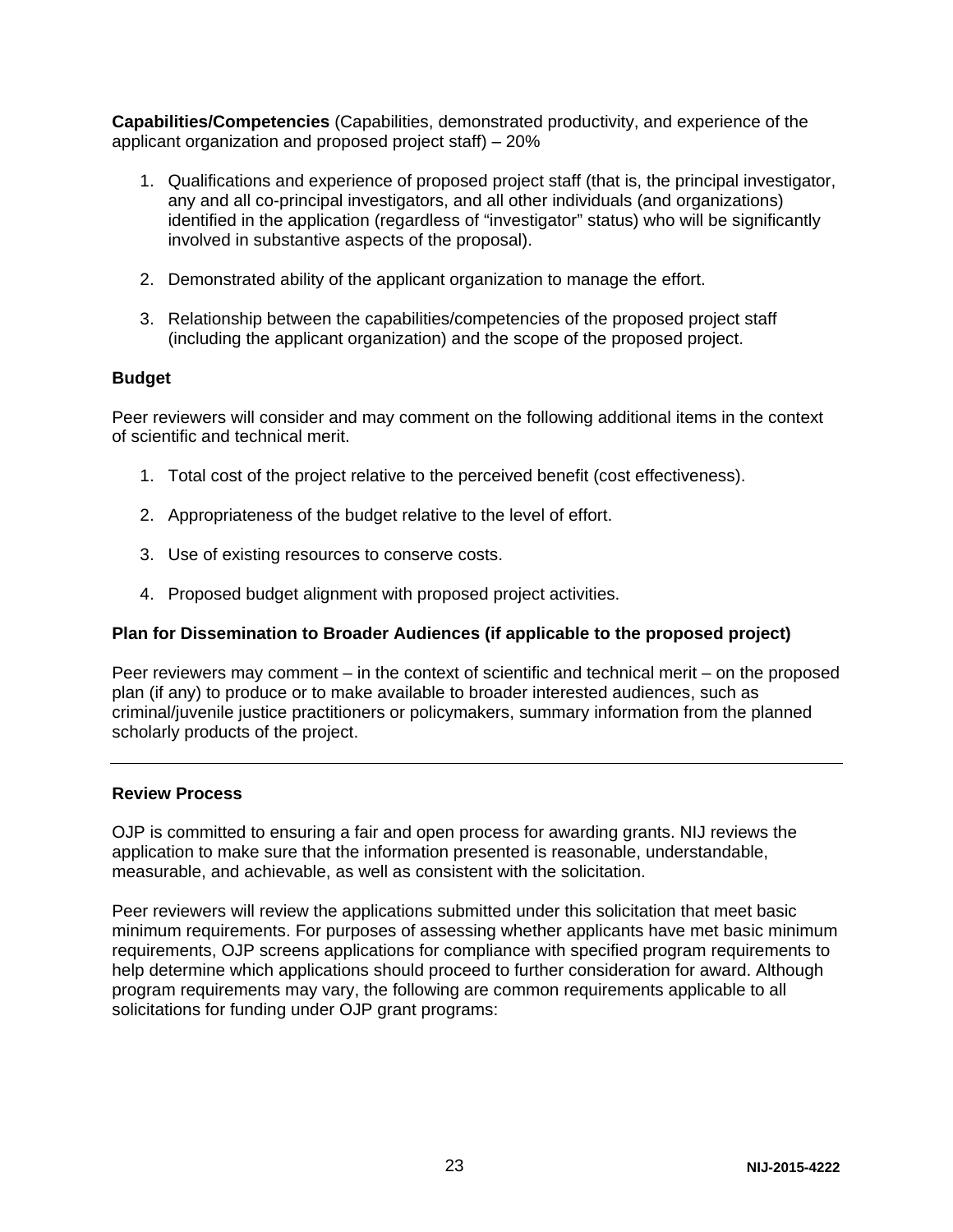**Capabilities/Competencies** (Capabilities, demonstrated productivity, and experience of the applicant organization and proposed project staff) – 20%

1. Qualifications and experience of proposed project staff (that is, the principal investigator, any and all co-principal investigators, and all other individuals (and organizations) identified in the application (regardless of "investigator" status) who will be significantly involved in substantive aspects of the proposal).

2. Demonstrated ability of the applicant organization to manage the effort.

3. Relationship between the capabilities/competencies of the proposed project staff (including the applicant organization) and the scope of the proposed project.

**Budget**

Peer reviewers will consider and may comment on the following additional items in the context of scientific and technical merit.

1. Total cost of the project relative to the perceived benefit (cost effectiveness).

2. Appropriateness of the budget relative to the level of effort.

3. Use of existing resources to conserve costs.

4. Proposed budget alignment with proposed project activities.

**Plan for Dissemination to Broader Audiences (if applicable to the proposed project)**

Peer reviewers may comment – in the context of scientific and technical merit – on the proposed plan (if any) to produce or to make available to broader interested audiences, such as criminal/juvenile justice practitioners or policymakers, summary information from the planned scholarly products of the project.

---

**Review Process**

OJP is committed to ensuring a fair and open process for awarding grants. NIJ reviews the application to make sure that the information presented is reasonable, understandable, measurable, and achievable, as well as consistent with the solicitation.

Peer reviewers will review the applications submitted under this solicitation that meet basic minimum requirements. For purposes of assessing whether applicants have met basic minimum requirements, OJP screens applications for compliance with specified program requirements to help determine which applications should proceed to further consideration for award. Although program requirements may vary, the following are common requirements applicable to all solicitations for funding under OJP grant programs: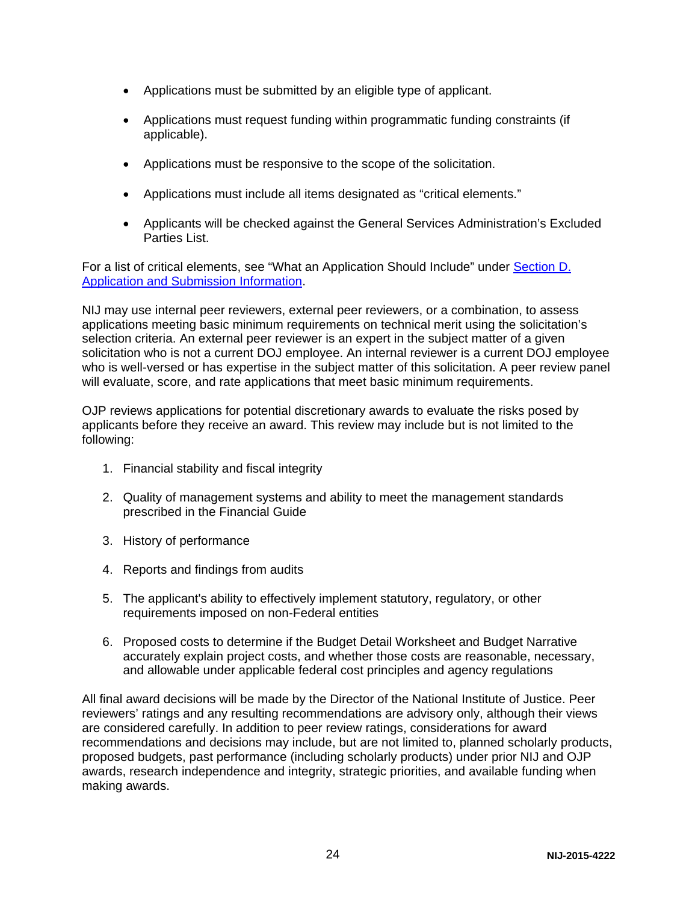- Applications must be submitted by an eligible type of applicant.
- Applications must request funding within programmatic funding constraints (if applicable).
- Applications must be responsive to the scope of the solicitation.
- Applications must include all items designated as "critical elements."
- Applicants will be checked against the General Services Administration's Excluded Parties List.

For a list of critical elements, see "What an Application Should Include" under Section D. Application and Submission Information.

NIJ may use internal peer reviewers, external peer reviewers, or a combination, to assess applications meeting basic minimum requirements on technical merit using the solicitation's selection criteria. An external peer reviewer is an expert in the subject matter of a given solicitation who is not a current DOJ employee. An internal reviewer is a current DOJ employee who is well-versed or has expertise in the subject matter of this solicitation. A peer review panel will evaluate, score, and rate applications that meet basic minimum requirements.

OJP reviews applications for potential discretionary awards to evaluate the risks posed by applicants before they receive an award. This review may include but is not limited to the following:

1. Financial stability and fiscal integrity
2. Quality of management systems and ability to meet the management standards prescribed in the Financial Guide
3. History of performance
4. Reports and findings from audits
5. The applicant's ability to effectively implement statutory, regulatory, or other requirements imposed on non-Federal entities
6. Proposed costs to determine if the Budget Detail Worksheet and Budget Narrative accurately explain project costs, and whether those costs are reasonable, necessary, and allowable under applicable federal cost principles and agency regulations

All final award decisions will be made by the Director of the National Institute of Justice. Peer reviewers' ratings and any resulting recommendations are advisory only, although their views are considered carefully. In addition to peer review ratings, considerations for award recommendations and decisions may include, but are not limited to, planned scholarly products, proposed budgets, past performance (including scholarly products) under prior NIJ and OJP awards, research independence and integrity, strategic priorities, and available funding when making awards.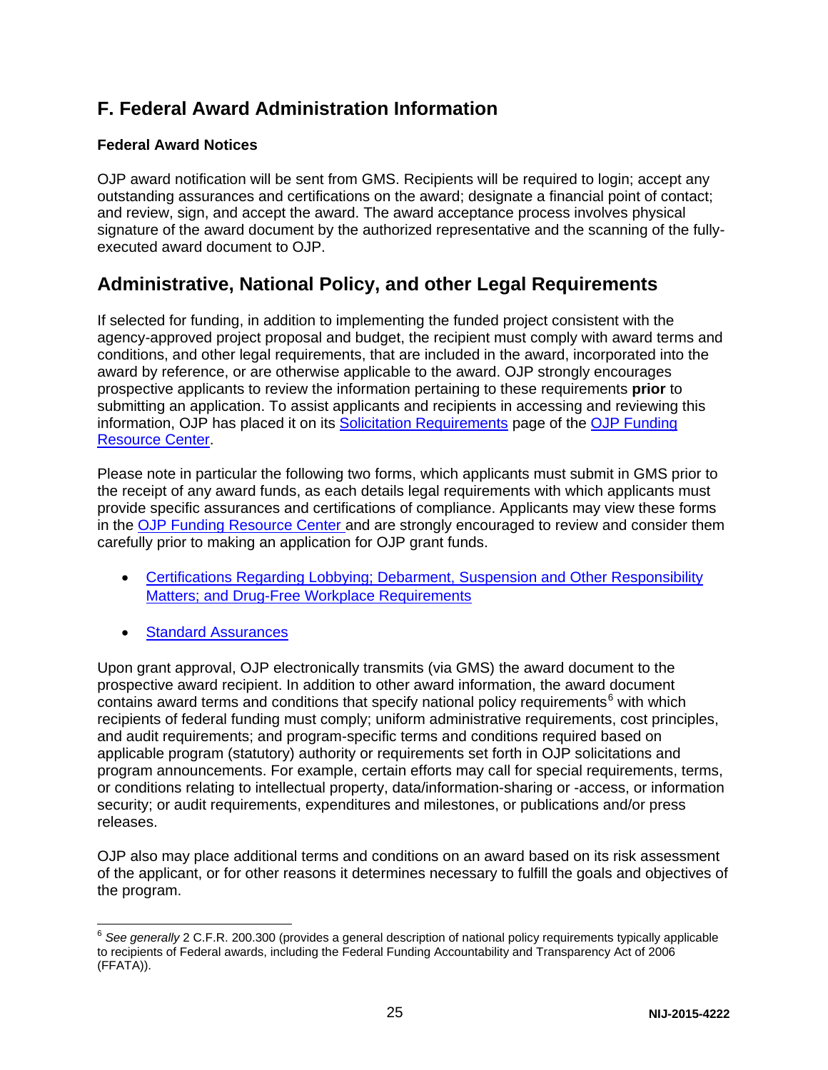## F. Federal Award Administration Information

### Federal Award Notices

OJP award notification will be sent from GMS. Recipients will be required to login; accept any outstanding assurances and certifications on the award; designate a financial point of contact; and review, sign, and accept the award. The award acceptance process involves physical signature of the award document by the authorized representative and the scanning of the fully-executed award document to OJP.

## Administrative, National Policy, and other Legal Requirements

If selected for funding, in addition to implementing the funded project consistent with the agency-approved project proposal and budget, the recipient must comply with award terms and conditions, and other legal requirements, that are included in the award, incorporated into the award by reference, or are otherwise applicable to the award. OJP strongly encourages prospective applicants to review the information pertaining to these requirements **prior** to submitting an application. To assist applicants and recipients in accessing and reviewing this information, OJP has placed it on its Solicitation Requirements page of the OJP Funding Resource Center.

Please note in particular the following two forms, which applicants must submit in GMS prior to the receipt of any award funds, as each details legal requirements with which applicants must provide specific assurances and certifications of compliance. Applicants may view these forms in the OJP Funding Resource Center and are strongly encouraged to review and consider them carefully prior to making an application for OJP grant funds.

- Certifications Regarding Lobbying; Debarment, Suspension and Other Responsibility Matters; and Drug-Free Workplace Requirements
- Standard Assurances

Upon grant approval, OJP electronically transmits (via GMS) the award document to the prospective award recipient. In addition to other award information, the award document contains award terms and conditions that specify national policy requirements[6] with which recipients of federal funding must comply; uniform administrative requirements, cost principles, and audit requirements; and program-specific terms and conditions required based on applicable program (statutory) authority or requirements set forth in OJP solicitations and program announcements. For example, certain efforts may call for special requirements, terms, or conditions relating to intellectual property, data/information-sharing or -access, or information security; or audit requirements, expenditures and milestones, or publications and/or press releases.

OJP also may place additional terms and conditions on an award based on its risk assessment of the applicant, or for other reasons it determines necessary to fulfill the goals and objectives of the program.

---

[6] *See generally* 2 C.F.R. 200.300 (provides a general description of national policy requirements typically applicable to recipients of Federal awards, including the Federal Funding Accountability and Transparency Act of 2006 (FFATA)).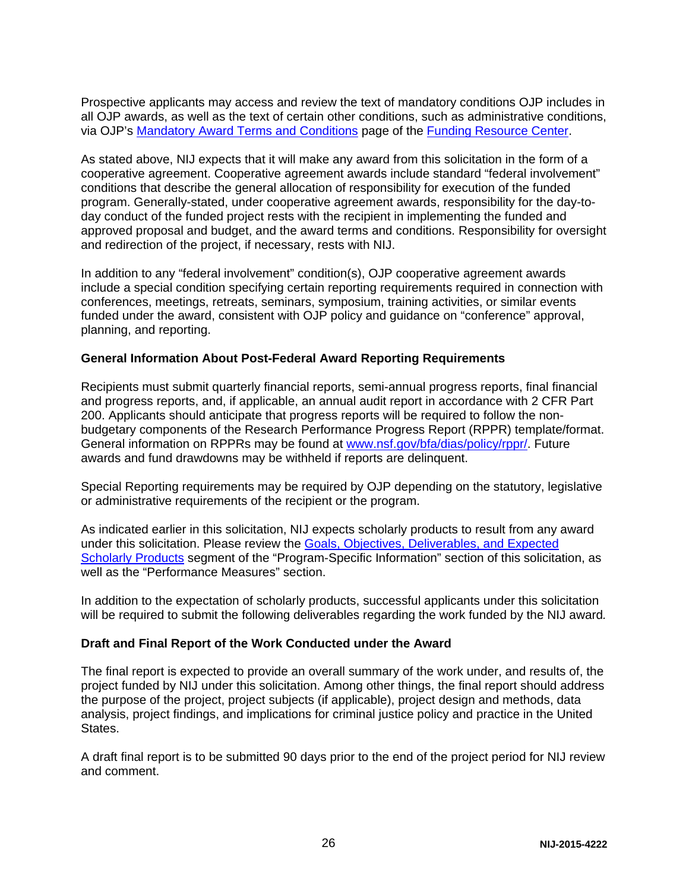Prospective applicants may access and review the text of mandatory conditions OJP includes in all OJP awards, as well as the text of certain other conditions, such as administrative conditions, via OJP's [Mandatory Award Terms and Conditions](#) page of the [Funding Resource Center](#).

As stated above, NIJ expects that it will make any award from this solicitation in the form of a cooperative agreement. Cooperative agreement awards include standard "federal involvement" conditions that describe the general allocation of responsibility for execution of the funded program. Generally-stated, under cooperative agreement awards, responsibility for the day-to-day conduct of the funded project rests with the recipient in implementing the funded and approved proposal and budget, and the award terms and conditions. Responsibility for oversight and redirection of the project, if necessary, rests with NIJ.

In addition to any "federal involvement" condition(s), OJP cooperative agreement awards include a special condition specifying certain reporting requirements required in connection with conferences, meetings, retreats, seminars, symposium, training activities, or similar events funded under the award, consistent with OJP policy and guidance on "conference" approval, planning, and reporting.

**General Information About Post-Federal Award Reporting Requirements**

Recipients must submit quarterly financial reports, semi-annual progress reports, final financial and progress reports, and, if applicable, an annual audit report in accordance with 2 CFR Part 200. Applicants should anticipate that progress reports will be required to follow the non-budgetary components of the Research Performance Progress Report (RPPR) template/format. General information on RPPRs may be found at [www.nsf.gov/bfa/dias/policy/rppr/](http://www.nsf.gov/bfa/dias/policy/rppr/). Future awards and fund drawdowns may be withheld if reports are delinquent.

Special Reporting requirements may be required by OJP depending on the statutory, legislative or administrative requirements of the recipient or the program.

As indicated earlier in this solicitation, NIJ expects scholarly products to result from any award under this solicitation. Please review the [Goals, Objectives, Deliverables, and Expected Scholarly Products](#) segment of the "Program-Specific Information" section of this solicitation, as well as the "Performance Measures" section.

In addition to the expectation of scholarly products, successful applicants under this solicitation will be required to submit the following deliverables regarding the work funded by the NIJ award.

**Draft and Final Report of the Work Conducted under the Award**

The final report is expected to provide an overall summary of the work under, and results of, the project funded by NIJ under this solicitation. Among other things, the final report should address the purpose of the project, project subjects (if applicable), project design and methods, data analysis, project findings, and implications for criminal justice policy and practice in the United States.

A draft final report is to be submitted 90 days prior to the end of the project period for NIJ review and comment.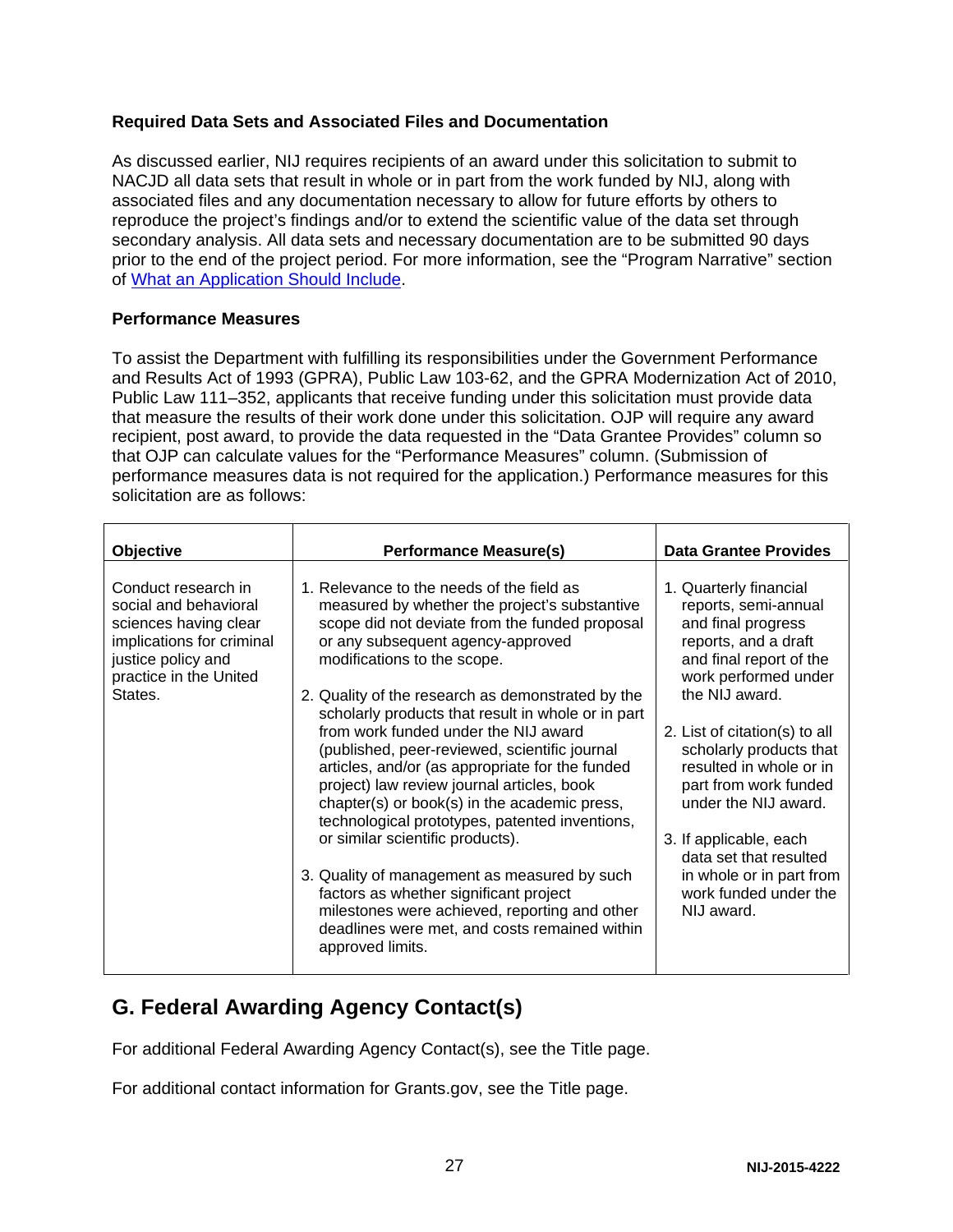**Required Data Sets and Associated Files and Documentation**

As discussed earlier, NIJ requires recipients of an award under this solicitation to submit to NACJD all data sets that result in whole or in part from the work funded by NIJ, along with associated files and any documentation necessary to allow for future efforts by others to reproduce the project's findings and/or to extend the scientific value of the data set through secondary analysis. All data sets and necessary documentation are to be submitted 90 days prior to the end of the project period. For more information, see the "Program Narrative" section of What an Application Should Include.

**Performance Measures**

To assist the Department with fulfilling its responsibilities under the Government Performance and Results Act of 1993 (GPRA), Public Law 103-62, and the GPRA Modernization Act of 2010, Public Law 111–352, applicants that receive funding under this solicitation must provide data that measure the results of their work done under this solicitation. OJP will require any award recipient, post award, to provide the data requested in the "Data Grantee Provides" column so that OJP can calculate values for the "Performance Measures" column. (Submission of performance measures data is not required for the application.) Performance measures for this solicitation are as follows:

| Objective | Performance Measure(s) | Data Grantee Provides |
|---|---|---|
| Conduct research in social and behavioral sciences having clear implications for criminal justice policy and practice in the United States. | 1. Relevance to the needs of the field as measured by whether the project's substantive scope did not deviate from the funded proposal or any subsequent agency-approved modifications to the scope.<br><br>2. Quality of the research as demonstrated by the scholarly products that result in whole or in part from work funded under the NIJ award (published, peer-reviewed, scientific journal articles, and/or (as appropriate for the funded project) law review journal articles, book chapter(s) or book(s) in the academic press, technological prototypes, patented inventions, or similar scientific products).<br><br>3. Quality of management as measured by such factors as whether significant project milestones were achieved, reporting and other deadlines were met, and costs remained within approved limits. | 1. Quarterly financial reports, semi-annual and final progress reports, and a draft and final report of the work performed under the NIJ award.<br><br>2. List of citation(s) to all scholarly products that resulted in whole or in part from work funded under the NIJ award.<br><br>3. If applicable, each data set that resulted in whole or in part from work funded under the NIJ award. |

## G. Federal Awarding Agency Contact(s)

For additional Federal Awarding Agency Contact(s), see the Title page.

For additional contact information for Grants.gov, see the Title page.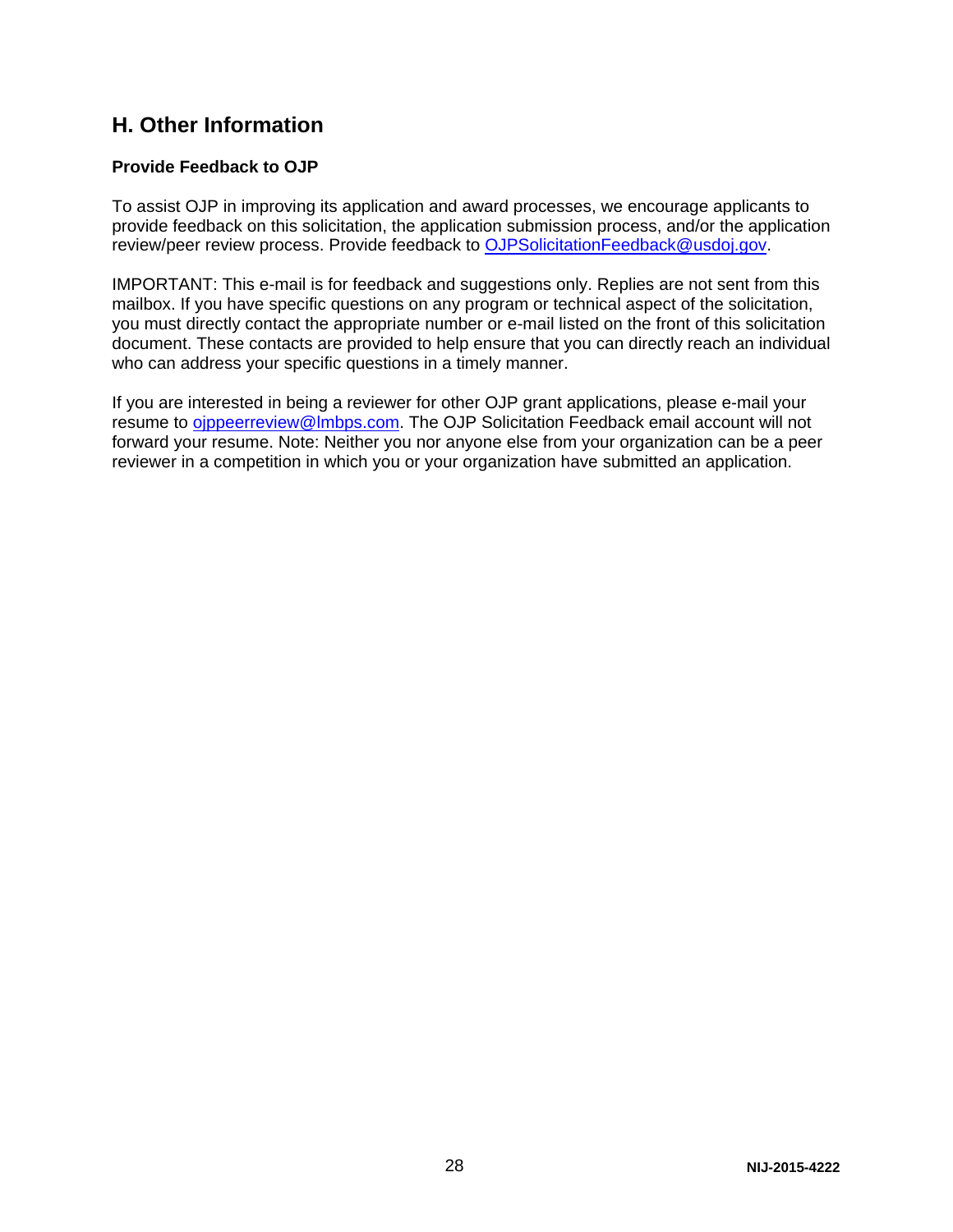## H. Other Information

### Provide Feedback to OJP

To assist OJP in improving its application and award processes, we encourage applicants to provide feedback on this solicitation, the application submission process, and/or the application review/peer review process. Provide feedback to OJPSolicitationFeedback@usdoj.gov.

IMPORTANT: This e-mail is for feedback and suggestions only. Replies are not sent from this mailbox. If you have specific questions on any program or technical aspect of the solicitation, you must directly contact the appropriate number or e-mail listed on the front of this solicitation document. These contacts are provided to help ensure that you can directly reach an individual who can address your specific questions in a timely manner.

If you are interested in being a reviewer for other OJP grant applications, please e-mail your resume to ojppeerreview@lmbps.com. The OJP Solicitation Feedback email account will not forward your resume. Note: Neither you nor anyone else from your organization can be a peer reviewer in a competition in which you or your organization have submitted an application.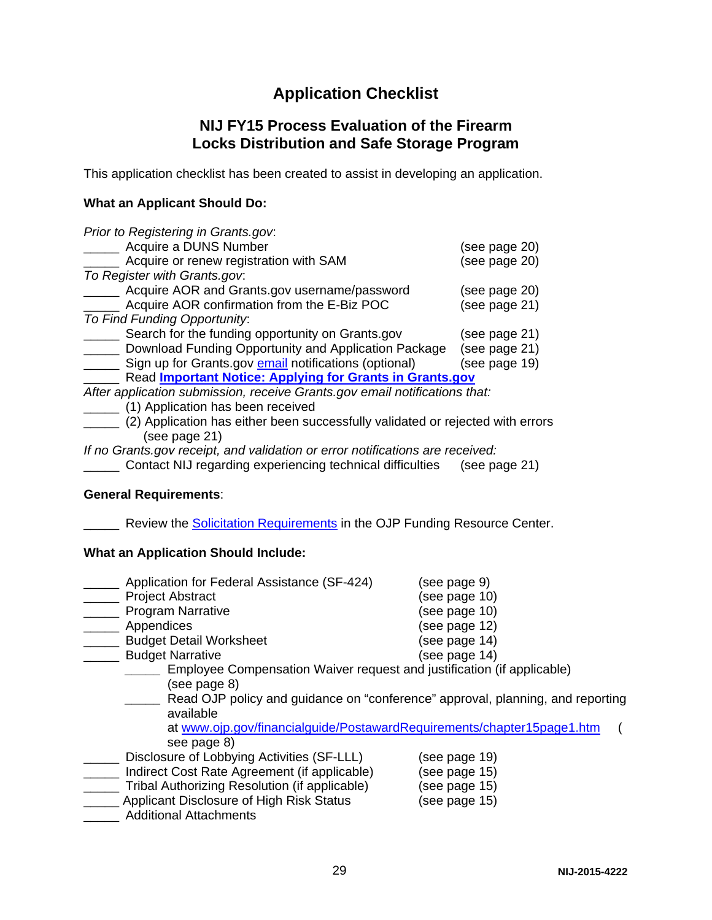# Application Checklist

## NIJ FY15 Process Evaluation of the Firearm Locks Distribution and Safe Storage Program

This application checklist has been created to assist in developing an application.

**What an Applicant Should Do:**

*Prior to Registering in Grants.gov*:
_____ Acquire a DUNS Number (see page 20)
_____ Acquire or renew registration with SAM (see page 20)
*To Register with Grants.gov*:
_____ Acquire AOR and Grants.gov username/password (see page 20)
_____ Acquire AOR confirmation from the E-Biz POC (see page 21)
*To Find Funding Opportunity*:
_____ Search for the funding opportunity on Grants.gov (see page 21)
_____ Download Funding Opportunity and Application Package (see page 21)
_____ Sign up for Grants.gov email notifications (optional) (see page 19)
_____ Read **Important Notice: Applying for Grants in Grants.gov**
*After application submission, receive Grants.gov email notifications that:*
_____ (1) Application has been received
_____ (2) Application has either been successfully validated or rejected with errors (see page 21)
*If no Grants.gov receipt, and validation or error notifications are received:*
_____ Contact NIJ regarding experiencing technical difficulties (see page 21)

**General Requirements**:

_____ Review the Solicitation Requirements in the OJP Funding Resource Center.

**What an Application Should Include:**

_____ Application for Federal Assistance (SF-424) (see page 9)
_____ Project Abstract (see page 10)
_____ Program Narrative (see page 10)
_____ Appendices (see page 12)
_____ Budget Detail Worksheet (see page 14)
_____ Budget Narrative (see page 14)
    _____ Employee Compensation Waiver request and justification (if applicable) (see page 8)
    _____ Read OJP policy and guidance on "conference" approval, planning, and reporting available at www.ojp.gov/financialguide/PostawardRequirements/chapter15page1.htm (see page 8)
_____ Disclosure of Lobbying Activities (SF-LLL) (see page 19)
_____ Indirect Cost Rate Agreement (if applicable) (see page 15)
_____ Tribal Authorizing Resolution (if applicable) (see page 15)
_____ Applicant Disclosure of High Risk Status (see page 15)
_____ Additional Attachments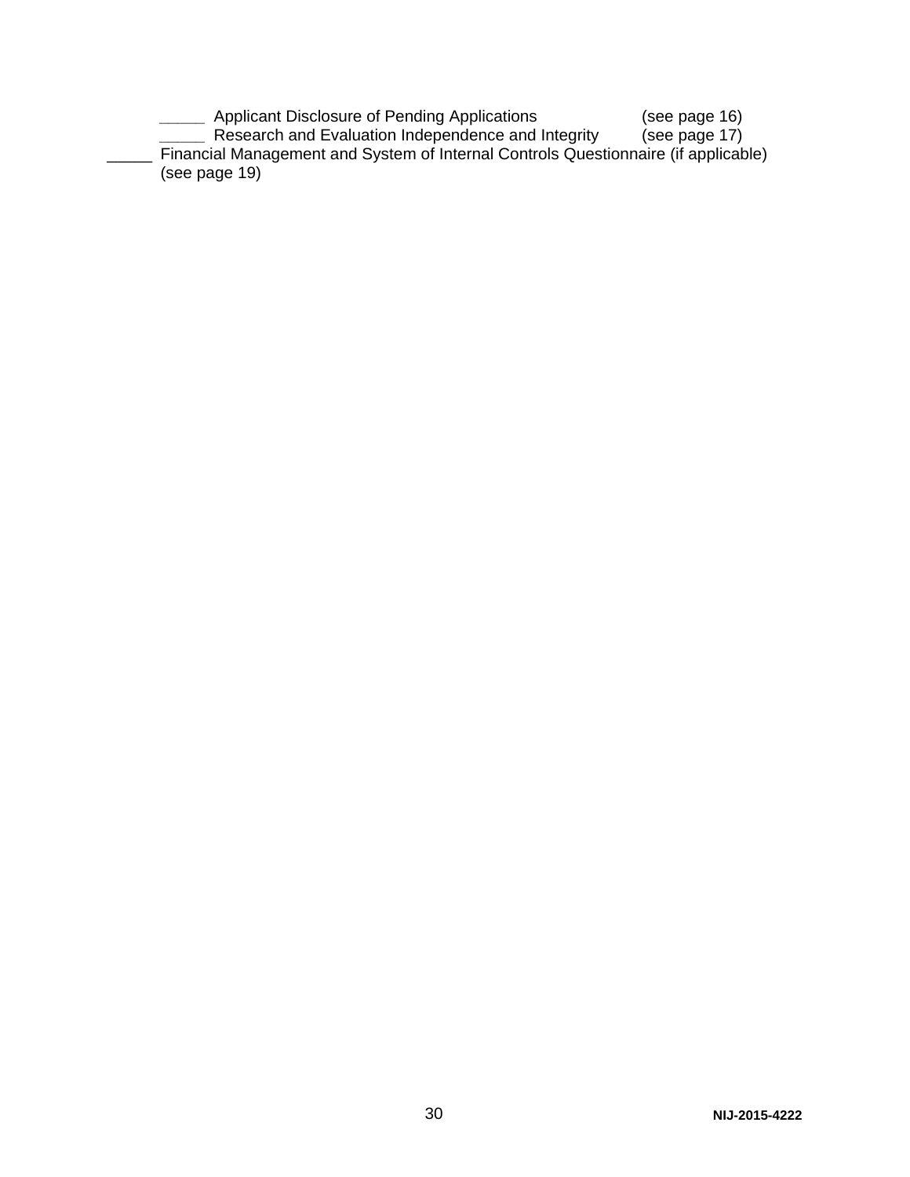_____ Applicant Disclosure of Pending Applications (see page 16)

_____ Research and Evaluation Independence and Integrity (see page 17)

_____ Financial Management and System of Internal Controls Questionnaire (if applicable) (see page 19)